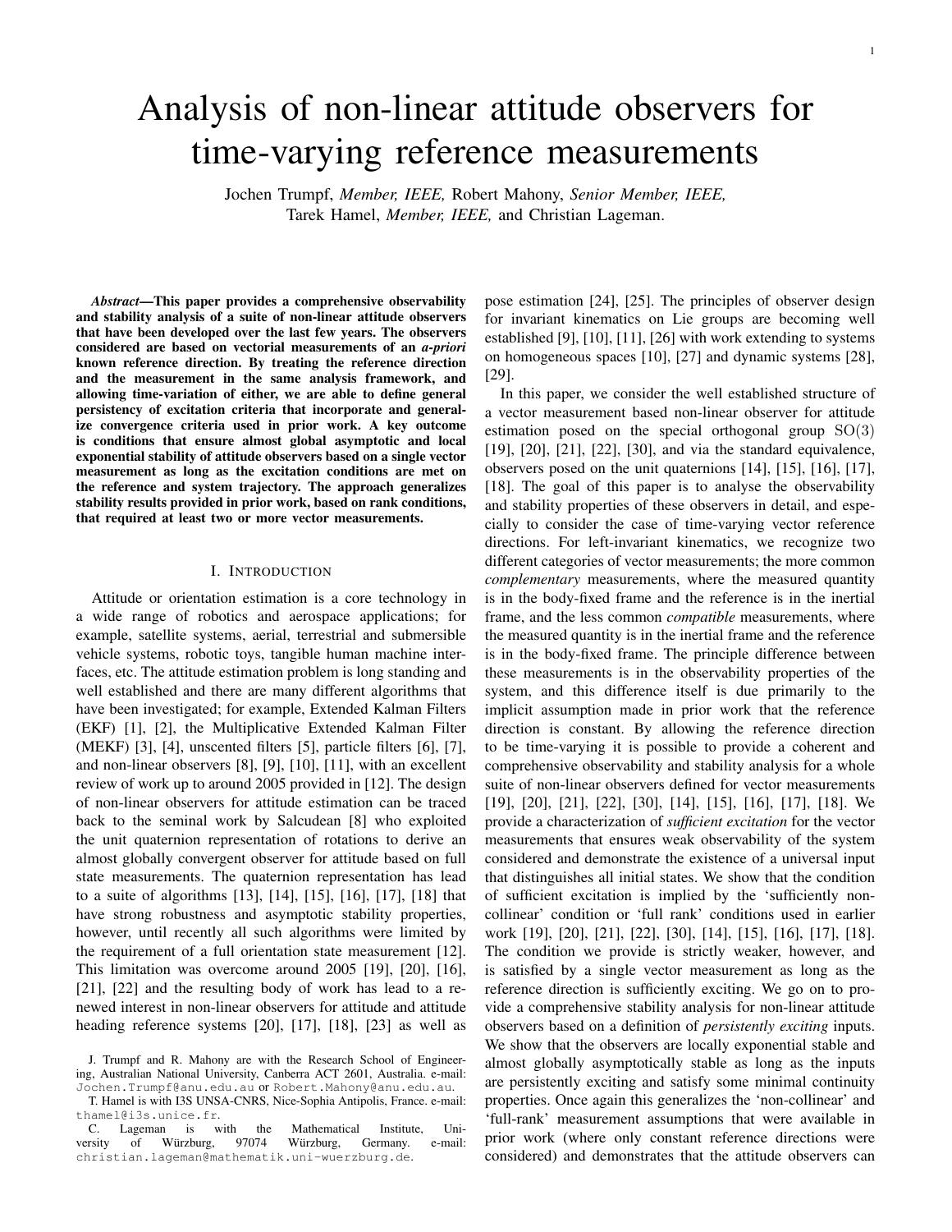# Analysis of non-linear attitude observers for time-varying reference measurements

Jochen Trumpf, *Member, IEEE,* Robert Mahony, *Senior Member, IEEE,* Tarek Hamel, *Member, IEEE,* and Christian Lageman.

***Abstract*—This paper provides a comprehensive observability and stability analysis of a suite of non-linear attitude observers that have been developed over the last few years. The observers considered are based on vectorial measurements of an *a-priori* known reference direction. By treating the reference direction and the measurement in the same analysis framework, and allowing time-variation of either, we are able to define general persistency of excitation criteria that incorporate and generalize convergence criteria used in prior work. A key outcome is conditions that ensure almost global asymptotic and local exponential stability of attitude observers based on a single vector measurement as long as the excitation conditions are met on the reference and system trajectory. The approach generalizes stability results provided in prior work, based on rank conditions, that required at least two or more vector measurements.**

## I. Introduction

Attitude or orientation estimation is a core technology in a wide range of robotics and aerospace applications; for example, satellite systems, aerial, terrestrial and submersible vehicle systems, robotic toys, tangible human machine interfaces, etc. The attitude estimation problem is long standing and well established and there are many different algorithms that have been investigated; for example, Extended Kalman Filters (EKF) [1], [2], the Multiplicative Extended Kalman Filter (MEKF) [3], [4], unscented filters [5], particle filters [6], [7], and non-linear observers [8], [9], [10], [11], with an excellent review of work up to around 2005 provided in [12]. The design of non-linear observers for attitude estimation can be traced back to the seminal work by Salcudean [8] who exploited the unit quaternion representation of rotations to derive an almost globally convergent observer for attitude based on full state measurements. The quaternion representation has lead to a suite of algorithms [13], [14], [15], [16], [17], [18] that have strong robustness and asymptotic stability properties, however, until recently all such algorithms were limited by the requirement of a full orientation state measurement [12]. This limitation was overcome around 2005 [19], [20], [16], [21], [22] and the resulting body of work has lead to a renewed interest in non-linear observers for attitude and attitude heading reference systems [20], [17], [18], [23] as well as pose estimation [24], [25]. The principles of observer design for invariant kinematics on Lie groups are becoming well established [9], [10], [11], [26] with work extending to systems on homogeneous spaces [10], [27] and dynamic systems [28], [29].

In this paper, we consider the well established structure of a vector measurement based non-linear observer for attitude estimation posed on the special orthogonal group $\mathrm{SO}(3)$ [19], [20], [21], [22], [30], and via the standard equivalence, observers posed on the unit quaternions [14], [15], [16], [17], [18]. The goal of this paper is to analyse the observability and stability properties of these observers in detail, and especially to consider the case of time-varying vector reference directions. For left-invariant kinematics, we recognize two different categories of vector measurements; the more common *complementary* measurements, where the measured quantity is in the body-fixed frame and the reference is in the inertial frame, and the less common *compatible* measurements, where the measured quantity is in the inertial frame and the reference is in the body-fixed frame. The principle difference between these measurements is in the observability properties of the system, and this difference itself is due primarily to the implicit assumption made in prior work that the reference direction is constant. By allowing the reference direction to be time-varying it is possible to provide a coherent and comprehensive observability and stability analysis for a whole suite of non-linear observers defined for vector measurements [19], [20], [21], [22], [30], [14], [15], [16], [17], [18]. We provide a characterization of *sufficient excitation* for the vector measurements that ensures weak observability of the system considered and demonstrate the existence of a universal input that distinguishes all initial states. We show that the condition of sufficient excitation is implied by the 'sufficiently non-collinear' condition or 'full rank' conditions used in earlier work [19], [20], [21], [22], [30], [14], [15], [16], [17], [18]. The condition we provide is strictly weaker, however, and is satisfied by a single vector measurement as long as the reference direction is sufficiently exciting. We go on to provide a comprehensive stability analysis for non-linear attitude observers based on a definition of *persistently exciting* inputs. We show that the observers are locally exponential stable and almost globally asymptotically stable as long as the inputs are persistently exciting and satisfy some minimal continuity properties. Once again this generalizes the 'non-collinear' and 'full-rank' measurement assumptions that were available in prior work (where only constant reference directions were considered) and demonstrates that the attitude observers can

---

J. Trumpf and R. Mahony are with the Research School of Engineering, Australian National University, Canberra ACT 2601, Australia. e-mail: Jochen.Trumpf@anu.edu.au or Robert.Mahony@anu.edu.au.

T. Hamel is with I3S UNSA-CNRS, Nice-Sophia Antipolis, France. e-mail: thamel@i3s.unice.fr.

C. Lageman is with the Mathematical Institute, University of Würzburg, 97074 Würzburg, Germany. e-mail: christian.lageman@mathematik.uni-wuerzburg.de.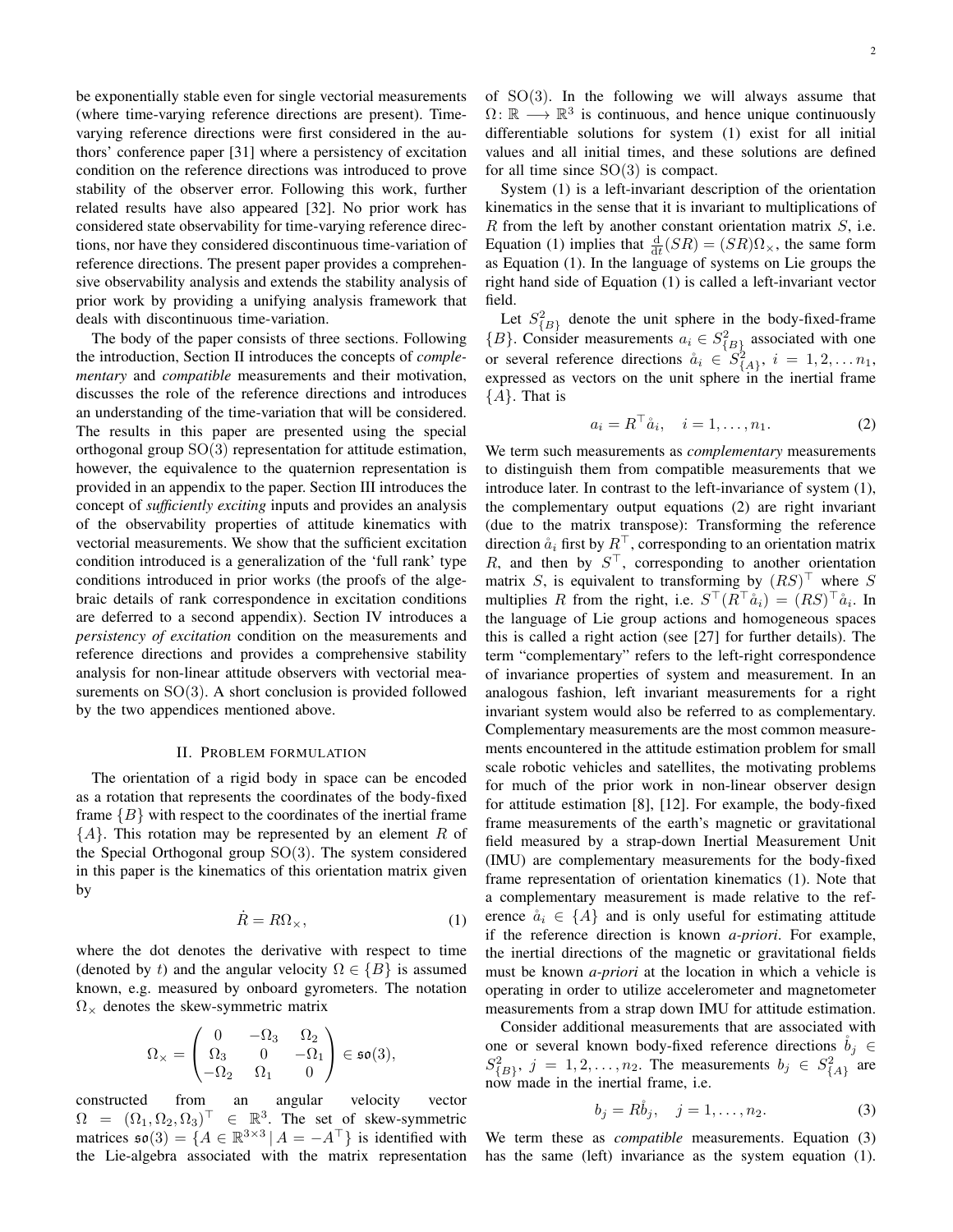be exponentially stable even for single vectorial measurements (where time-varying reference directions are present). Time-varying reference directions were first considered in the authors' conference paper [31] where a persistency of excitation condition on the reference directions was introduced to prove stability of the observer error. Following this work, further related results have also appeared [32]. No prior work has considered state observability for time-varying reference directions, nor have they considered discontinuous time-variation of reference directions. The present paper provides a comprehensive observability analysis and extends the stability analysis of prior work by providing a unifying analysis framework that deals with discontinuous time-variation.

The body of the paper consists of three sections. Following the introduction, Section II introduces the concepts of *complementary* and *compatible* measurements and their motivation, discusses the role of the reference directions and introduces an understanding of the time-variation that will be considered. The results in this paper are presented using the special orthogonal group $\mathrm{SO}(3)$ representation for attitude estimation, however, the equivalence to the quaternion representation is provided in an appendix to the paper. Section III introduces the concept of *sufficiently exciting* inputs and provides an analysis of the observability properties of attitude kinematics with vectorial measurements. We show that the sufficient excitation condition introduced is a generalization of the 'full rank' type conditions introduced in prior works (the proofs of the algebraic details of rank correspondence in excitation conditions are deferred to a second appendix). Section IV introduces a *persistency of excitation* condition on the measurements and reference directions and provides a comprehensive stability analysis for non-linear attitude observers with vectorial measurements on $\mathrm{SO}(3)$. A short conclusion is provided followed by the two appendices mentioned above.

## II. Problem formulation

The orientation of a rigid body in space can be encoded as a rotation that represents the coordinates of the body-fixed frame $\{B\}$ with respect to the coordinates of the inertial frame $\{A\}$. This rotation may be represented by an element $R$ of the Special Orthogonal group $\mathrm{SO}(3)$. The system considered in this paper is the kinematics of this orientation matrix given by

$$\dot{R} = R\Omega_\times, \tag{1}$$

where the dot denotes the derivative with respect to time (denoted by $t$) and the angular velocity $\Omega \in \{B\}$ is assumed known, e.g. measured by onboard gyrometers. The notation $\Omega_\times$ denotes the skew-symmetric matrix

$$\Omega_\times = \begin{pmatrix} 0 & -\Omega_3 & \Omega_2 \\ \Omega_3 & 0 & -\Omega_1 \\ -\Omega_2 & \Omega_1 & 0 \end{pmatrix} \in \mathfrak{so}(3),$$

constructed from an angular velocity vector $\Omega = (\Omega_1, \Omega_2, \Omega_3)^\top \in \mathbb{R}^3$. The set of skew-symmetric matrices $\mathfrak{so}(3) = \{A \in \mathbb{R}^{3\times3} \,|\, A = -A^\top\}$ is identified with the Lie-algebra associated with the matrix representation of $\mathrm{SO}(3)$. In the following we will always assume that $\Omega \colon \mathbb{R} \longrightarrow \mathbb{R}^3$ is continuous, and hence unique continuously differentiable solutions for system (1) exist for all initial values and all initial times, and these solutions are defined for all time since $\mathrm{SO}(3)$ is compact.

System (1) is a left-invariant description of the orientation kinematics in the sense that it is invariant to multiplications of $R$ from the left by another constant orientation matrix $S$, i.e. Equation (1) implies that $\frac{\mathrm{d}}{\mathrm{d}t}(SR) = (SR)\Omega_\times$, the same form as Equation (1). In the language of systems on Lie groups the right hand side of Equation (1) is called a left-invariant vector field.

Let $S^2_{\{B\}}$ denote the unit sphere in the body-fixed-frame $\{B\}$. Consider measurements $a_i \in S^2_{\{B\}}$ associated with one or several reference directions $\mathring{a}_i \in S^2_{\{A\}}$, $i = 1, 2, \ldots n_1$, expressed as vectors on the unit sphere in the inertial frame $\{A\}$. That is

$$a_i = R^\top \mathring{a}_i, \quad i = 1, \ldots, n_1. \tag{2}$$

We term such measurements as *complementary* measurements to distinguish them from compatible measurements that we introduce later. In contrast to the left-invariance of system (1), the complementary output equations (2) are right invariant (due to the matrix transpose): Transforming the reference direction $\mathring{a}_i$ first by $R^\top$, corresponding to an orientation matrix $R$, and then by $S^\top$, corresponding to another orientation matrix $S$, is equivalent to transforming by $(RS)^\top$ where $S$ multiplies $R$ from the right, i.e. $S^\top(R^\top \mathring{a}_i) = (RS)^\top \mathring{a}_i$. In the language of Lie group actions and homogeneous spaces this is called a right action (see [27] for further details). The term "complementary" refers to the left-right correspondence of invariance properties of system and measurement. In an analogous fashion, left invariant measurements for a right invariant system would also be referred to as complementary. Complementary measurements are the most common measurements encountered in the attitude estimation problem for small scale robotic vehicles and satellites, the motivating problems for much of the prior work in non-linear observer design for attitude estimation [8], [12]. For example, the body-fixed frame measurements of the earth's magnetic or gravitational field measured by a strap-down Inertial Measurement Unit (IMU) are complementary measurements for the body-fixed frame representation of orientation kinematics (1). Note that a complementary measurement is made relative to the reference $\mathring{a}_i \in \{A\}$ and is only useful for estimating attitude if the reference direction is known *a-priori*. For example, the inertial directions of the magnetic or gravitational fields must be known *a-priori* at the location in which a vehicle is operating in order to utilize accelerometer and magnetometer measurements from a strap down IMU for attitude estimation.

Consider additional measurements that are associated with one or several known body-fixed reference directions $\mathring{b}_j \in S^2_{\{B\}}$, $j = 1, 2, \ldots, n_2$. The measurements $b_j \in S^2_{\{A\}}$ are now made in the inertial frame, i.e.

$$b_j = R\mathring{b}_j, \quad j = 1, \ldots, n_2. \tag{3}$$

We term these as *compatible* measurements. Equation (3) has the same (left) invariance as the system equation (1).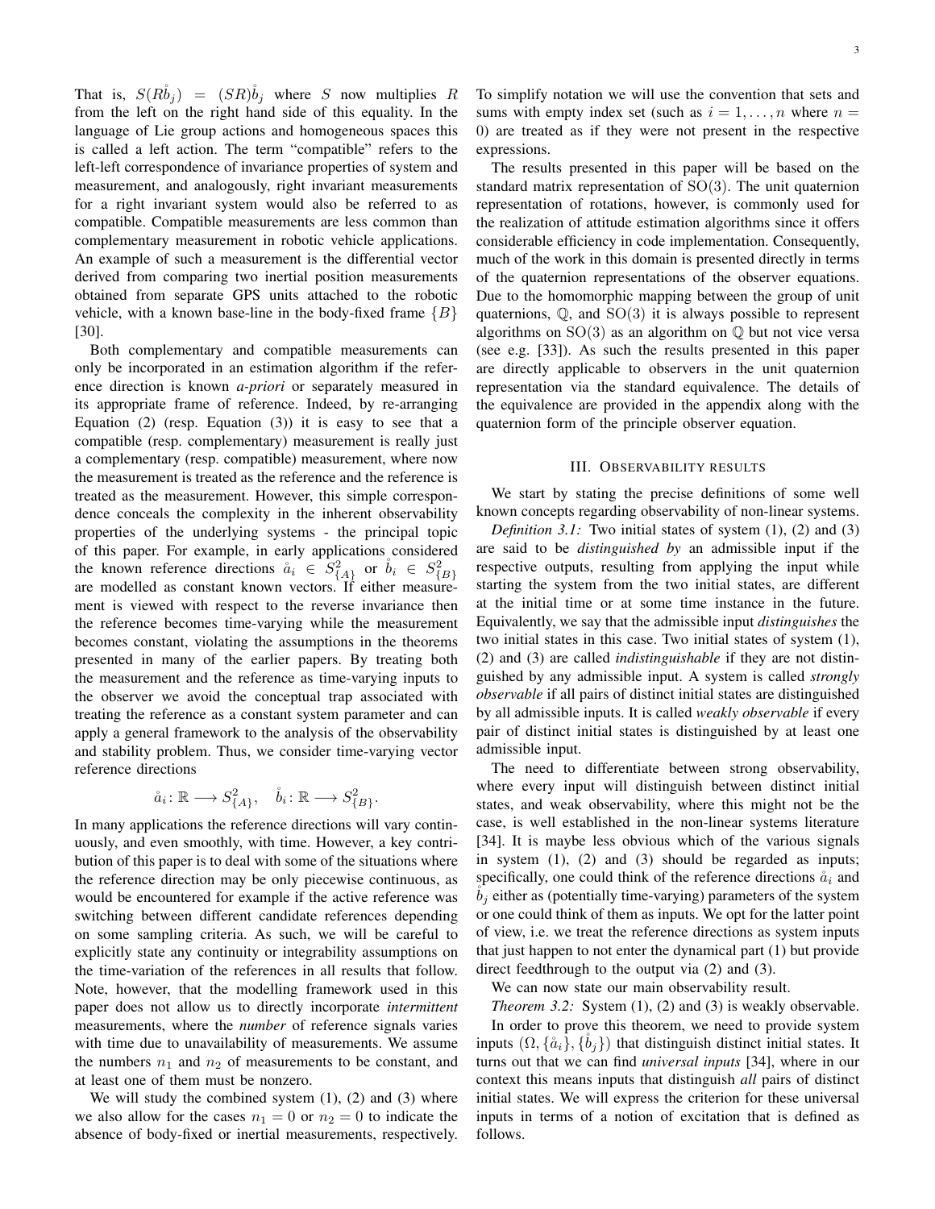That is, $S(R\mathring{b}_j) = (SR)\mathring{b}_j$ where $S$ now multiplies $R$ from the left on the right hand side of this equality. In the language of Lie group actions and homogeneous spaces this is called a left action. The term "compatible" refers to the left-left correspondence of invariance properties of system and measurement, and analogously, right invariant measurements for a right invariant system would also be referred to as compatible. Compatible measurements are less common than complementary measurement in robotic vehicle applications. An example of such a measurement is the differential vector derived from comparing two inertial position measurements obtained from separate GPS units attached to the robotic vehicle, with a known base-line in the body-fixed frame $\{B\}$ [30].

Both complementary and compatible measurements can only be incorporated in an estimation algorithm if the reference direction is known *a-priori* or separately measured in its appropriate frame of reference. Indeed, by re-arranging Equation (2) (resp. Equation (3)) it is easy to see that a compatible (resp. complementary) measurement is really just a complementary (resp. compatible) measurement, where now the measurement is treated as the reference and the reference is treated as the measurement. However, this simple correspondence conceals the complexity in the inherent observability properties of the underlying systems - the principal topic of this paper. For example, in early applications considered the known reference directions $\mathring{a}_i \in S^2_{\{A\}}$ or $\mathring{b}_i \in S^2_{\{B\}}$ are modelled as constant known vectors. If either measurement is viewed with respect to the reverse invariance then the reference becomes time-varying while the measurement becomes constant, violating the assumptions in the theorems presented in many of the earlier papers. By treating both the measurement and the reference as time-varying inputs to the observer we avoid the conceptual trap associated with treating the reference as a constant system parameter and can apply a general framework to the analysis of the observability and stability problem. Thus, we consider time-varying vector reference directions

$$\mathring{a}_i \colon \mathbb{R} \longrightarrow S^2_{\{A\}}, \quad \mathring{b}_i \colon \mathbb{R} \longrightarrow S^2_{\{B\}}.$$

In many applications the reference directions will vary continuously, and even smoothly, with time. However, a key contribution of this paper is to deal with some of the situations where the reference direction may be only piecewise continuous, as would be encountered for example if the active reference was switching between different candidate references depending on some sampling criteria. As such, we will be careful to explicitly state any continuity or integrability assumptions on the time-variation of the references in all results that follow. Note, however, that the modelling framework used in this paper does not allow us to directly incorporate *intermittent* measurements, where the *number* of reference signals varies with time due to unavailability of measurements. We assume the numbers $n_1$ and $n_2$ of measurements to be constant, and at least one of them must be nonzero.

We will study the combined system (1), (2) and (3) where we also allow for the cases $n_1 = 0$ or $n_2 = 0$ to indicate the absence of body-fixed or inertial measurements, respectively. To simplify notation we will use the convention that sets and sums with empty index set (such as $i = 1, \ldots, n$ where $n = 0$) are treated as if they were not present in the respective expressions.

The results presented in this paper will be based on the standard matrix representation of $\mathrm{SO}(3)$. The unit quaternion representation of rotations, however, is commonly used for the realization of attitude estimation algorithms since it offers considerable efficiency in code implementation. Consequently, much of the work in this domain is presented directly in terms of the quaternion representations of the observer equations. Due to the homomorphic mapping between the group of unit quaternions, $\mathbb{Q}$, and $\mathrm{SO}(3)$ it is always possible to represent algorithms on $\mathrm{SO}(3)$ as an algorithm on $\mathbb{Q}$ but not vice versa (see e.g. [33]). As such the results presented in this paper are directly applicable to observers in the unit quaternion representation via the standard equivalence. The details of the equivalence are provided in the appendix along with the quaternion form of the principle observer equation.

## III. Observability results

We start by stating the precise definitions of some well known concepts regarding observability of non-linear systems.

*Definition 3.1:* Two initial states of system (1), (2) and (3) are said to be *distinguished by* an admissible input if the respective outputs, resulting from applying the input while starting the system from the two initial states, are different at the initial time or at some time instance in the future. Equivalently, we say that the admissible input *distinguishes* the two initial states in this case. Two initial states of system (1), (2) and (3) are called *indistinguishable* if they are not distinguished by any admissible input. A system is called *strongly observable* if all pairs of distinct initial states are distinguished by all admissible inputs. It is called *weakly observable* if every pair of distinct initial states is distinguished by at least one admissible input.

The need to differentiate between strong observability, where every input will distinguish between distinct initial states, and weak observability, where this might not be the case, is well established in the non-linear systems literature [34]. It is maybe less obvious which of the various signals in system (1), (2) and (3) should be regarded as inputs; specifically, one could think of the reference directions $\mathring{a}_i$ and $\mathring{b}_j$ either as (potentially time-varying) parameters of the system or one could think of them as inputs. We opt for the latter point of view, i.e. we treat the reference directions as system inputs that just happen to not enter the dynamical part (1) but provide direct feedthrough to the output via (2) and (3).

We can now state our main observability result.

*Theorem 3.2:* System (1), (2) and (3) is weakly observable.

In order to prove this theorem, we need to provide system inputs $(\Omega, \{\mathring{a}_i\}, \{\mathring{b}_j\})$ that distinguish distinct initial states. It turns out that we can find *universal inputs* [34], where in our context this means inputs that distinguish *all* pairs of distinct initial states. We will express the criterion for these universal inputs in terms of a notion of excitation that is defined as follows.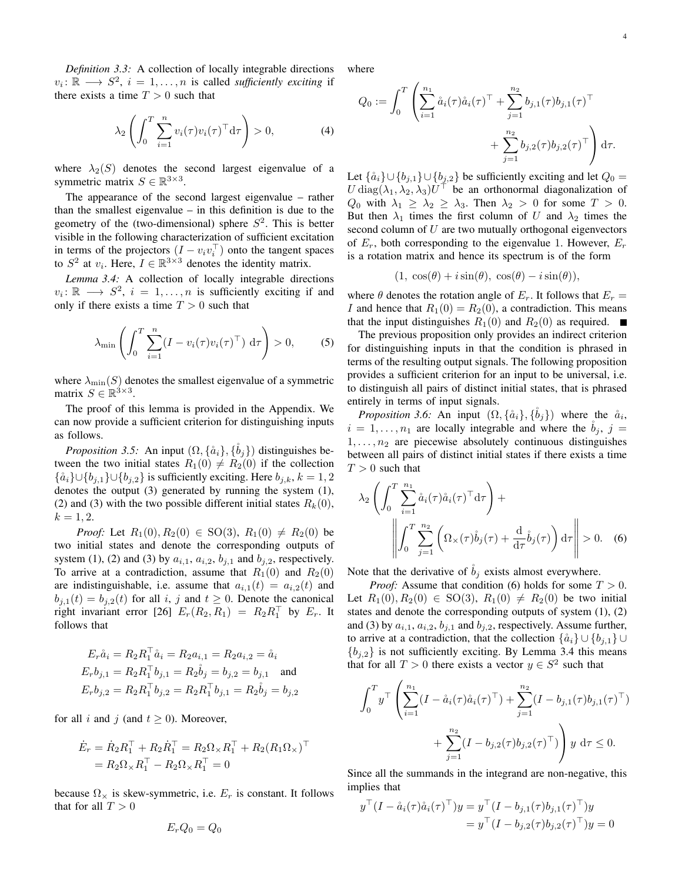*Definition 3.3:* A collection of locally integrable directions $v_i \colon \mathbb{R} \longrightarrow S^2$, $i = 1, \ldots, n$ is called *sufficiently exciting* if there exists a time $T > 0$ such that

$$\lambda_2 \left( \int_0^T \sum_{i=1}^n v_i(\tau) v_i(\tau)^\top \mathrm{d}\tau \right) > 0, \tag{4}$$

where $\lambda_2(S)$ denotes the second largest eigenvalue of a symmetric matrix $S \in \mathbb{R}^{3\times 3}$.

The appearance of the second largest eigenvalue – rather than the smallest eigenvalue – in this definition is due to the geometry of the (two-dimensional) sphere $S^2$. This is better visible in the following characterization of sufficient excitation in terms of the projectors $(I - v_i v_i^\top)$ onto the tangent spaces to $S^2$ at $v_i$. Here, $I \in \mathbb{R}^{3\times 3}$ denotes the identity matrix.

*Lemma 3.4:* A collection of locally integrable directions $v_i \colon \mathbb{R} \longrightarrow S^2$, $i = 1, \ldots, n$ is sufficiently exciting if and only if there exists a time $T > 0$ such that

$$\lambda_{\min} \left( \int_0^T \sum_{i=1}^n (I - v_i(\tau) v_i(\tau)^\top) \ \mathrm{d}\tau \right) > 0, \tag{5}$$

where $\lambda_{\min}(S)$ denotes the smallest eigenvalue of a symmetric matrix $S \in \mathbb{R}^{3\times 3}$.

The proof of this lemma is provided in the Appendix. We can now provide a sufficient criterion for distinguishing inputs as follows.

*Proposition 3.5:* An input $(\Omega, \{\mathring{a}_i\}, \{\mathring{b}_j\})$ distinguishes between the two initial states $R_1(0) \neq R_2(0)$ if the collection $\{\mathring{a}_i\} \cup \{b_{j,1}\} \cup \{b_{j,2}\}$ is sufficiently exciting. Here $b_{j,k}$, $k = 1, 2$ denotes the output (3) generated by running the system (1), (2) and (3) with the two possible different initial states $R_k(0)$, $k = 1, 2$.

*Proof:* Let $R_1(0), R_2(0) \in \mathrm{SO}(3)$, $R_1(0) \neq R_2(0)$ be two initial states and denote the corresponding outputs of system (1), (2) and (3) by $a_{i,1}$, $a_{i,2}$, $b_{j,1}$ and $b_{j,2}$, respectively. To arrive at a contradiction, assume that $R_1(0)$ and $R_2(0)$ are indistinguishable, i.e. assume that $a_{i,1}(t) = a_{i,2}(t)$ and $b_{j,1}(t) = b_{j,2}(t)$ for all $i$, $j$ and $t \geq 0$. Denote the canonical right invariant error [26] $E_r(R_2, R_1) = R_2 R_1^\top$ by $E_r$. It follows that

$$\begin{aligned}
E_r \mathring{a}_i &= R_2 R_1^\top \mathring{a}_i = R_2 a_{i,1} = R_2 a_{i,2} = \mathring{a}_i \\
E_r b_{j,1} &= R_2 R_1^\top b_{j,1} = R_2 \mathring{b}_j = b_{j,2} = b_{j,1} \quad \text{and} \\
E_r b_{j,2} &= R_2 R_1^\top b_{j,2} = R_2 R_1^\top b_{j,1} = R_2 \mathring{b}_j = b_{j,2}
\end{aligned}$$

for all $i$ and $j$ (and $t \geq 0$). Moreover,

$$\begin{aligned}
\dot{E}_r &= \dot{R}_2 R_1^\top + R_2 \dot{R}_1^\top = R_2 \Omega_\times R_1^\top + R_2 (R_1 \Omega_\times)^\top \\
&= R_2 \Omega_\times R_1^\top - R_2 \Omega_\times R_1^\top = 0
\end{aligned}$$

because $\Omega_\times$ is skew-symmetric, i.e. $E_r$ is constant. It follows that for all $T > 0$

$$E_r Q_0 = Q_0$$

where

$$Q_0 := \int_0^T \left( \sum_{i=1}^{n_1} \mathring{a}_i(\tau) \mathring{a}_i(\tau)^\top + \sum_{j=1}^{n_2} b_{j,1}(\tau) b_{j,1}(\tau)^\top + \sum_{j=1}^{n_2} b_{j,2}(\tau) b_{j,2}(\tau)^\top \right) \mathrm{d}\tau.$$

Let $\{\mathring{a}_i\} \cup \{b_{j,1}\} \cup \{b_{j,2}\}$ be sufficiently exciting and let $Q_0 = U \operatorname{diag}(\lambda_1, \lambda_2, \lambda_3) U^\top$ be an orthonormal diagonalization of $Q_0$ with $\lambda_1 \geq \lambda_2 \geq \lambda_3$. Then $\lambda_2 > 0$ for some $T > 0$. But then $\lambda_1$ times the first column of $U$ and $\lambda_2$ times the second column of $U$ are two mutually orthogonal eigenvectors of $E_r$, both corresponding to the eigenvalue 1. However, $E_r$ is a rotation matrix and hence its spectrum is of the form

$$(1, \ \cos(\theta) + i \sin(\theta), \ \cos(\theta) - i \sin(\theta)),$$

where $\theta$ denotes the rotation angle of $E_r$. It follows that $E_r = I$ and hence that $R_1(0) = R_2(0)$, a contradiction. This means that the input distinguishes $R_1(0)$ and $R_2(0)$ as required. ∎

The previous proposition only provides an indirect criterion for distinguishing inputs in that the condition is phrased in terms of the resulting output signals. The following proposition provides a sufficient criterion for an input to be universal, i.e. to distinguish all pairs of distinct initial states, that is phrased entirely in terms of input signals.

*Proposition 3.6:* An input $(\Omega, \{\mathring{a}_i\}, \{\mathring{b}_j\})$ where the $\mathring{a}_i$, $i = 1, \ldots, n_1$ are locally integrable and where the $\mathring{b}_j$, $j = 1, \ldots, n_2$ are piecewise absolutely continuous distinguishes between all pairs of distinct initial states if there exists a time $T > 0$ such that

$$\lambda_2 \left( \int_0^T \sum_{i=1}^{n_1} \mathring{a}_i(\tau) \mathring{a}_i(\tau)^\top \mathrm{d}\tau \right) + \left\| \int_0^T \sum_{j=1}^{n_2} \left( \Omega_\times(\tau) \mathring{b}_j(\tau) + \frac{\mathrm{d}}{\mathrm{d}\tau} \mathring{b}_j(\tau) \right) \mathrm{d}\tau \right\| > 0. \tag{6}$$

Note that the derivative of $\mathring{b}_j$ exists almost everywhere.

*Proof:* Assume that condition (6) holds for some $T > 0$. Let $R_1(0), R_2(0) \in \mathrm{SO}(3)$, $R_1(0) \neq R_2(0)$ be two initial states and denote the corresponding outputs of system (1), (2) and (3) by $a_{i,1}$, $a_{i,2}$, $b_{j,1}$ and $b_{j,2}$, respectively. Assume further, to arrive at a contradiction, that the collection $\{\mathring{a}_i\} \cup \{b_{j,1}\} \cup \{b_{j,2}\}$ is not sufficiently exciting. By Lemma 3.4 this means that for all $T > 0$ there exists a vector $y \in S^2$ such that

$$\int_0^T y^\top \left( \sum_{i=1}^{n_1} (I - \mathring{a}_i(\tau) \mathring{a}_i(\tau)^\top) + \sum_{j=1}^{n_2} (I - b_{j,1}(\tau) b_{j,1}(\tau)^\top) + \sum_{j=1}^{n_2} (I - b_{j,2}(\tau) b_{j,2}(\tau)^\top) \right) y \ \mathrm{d}\tau \leq 0.$$

Since all the summands in the integrand are non-negative, this implies that

$$\begin{aligned}
y^\top (I - \mathring{a}_i(\tau) \mathring{a}_i(\tau)^\top) y &= y^\top (I - b_{j,1}(\tau) b_{j,1}(\tau)^\top) y \\
&= y^\top (I - b_{j,2}(\tau) b_{j,2}(\tau)^\top) y = 0
\end{aligned}$$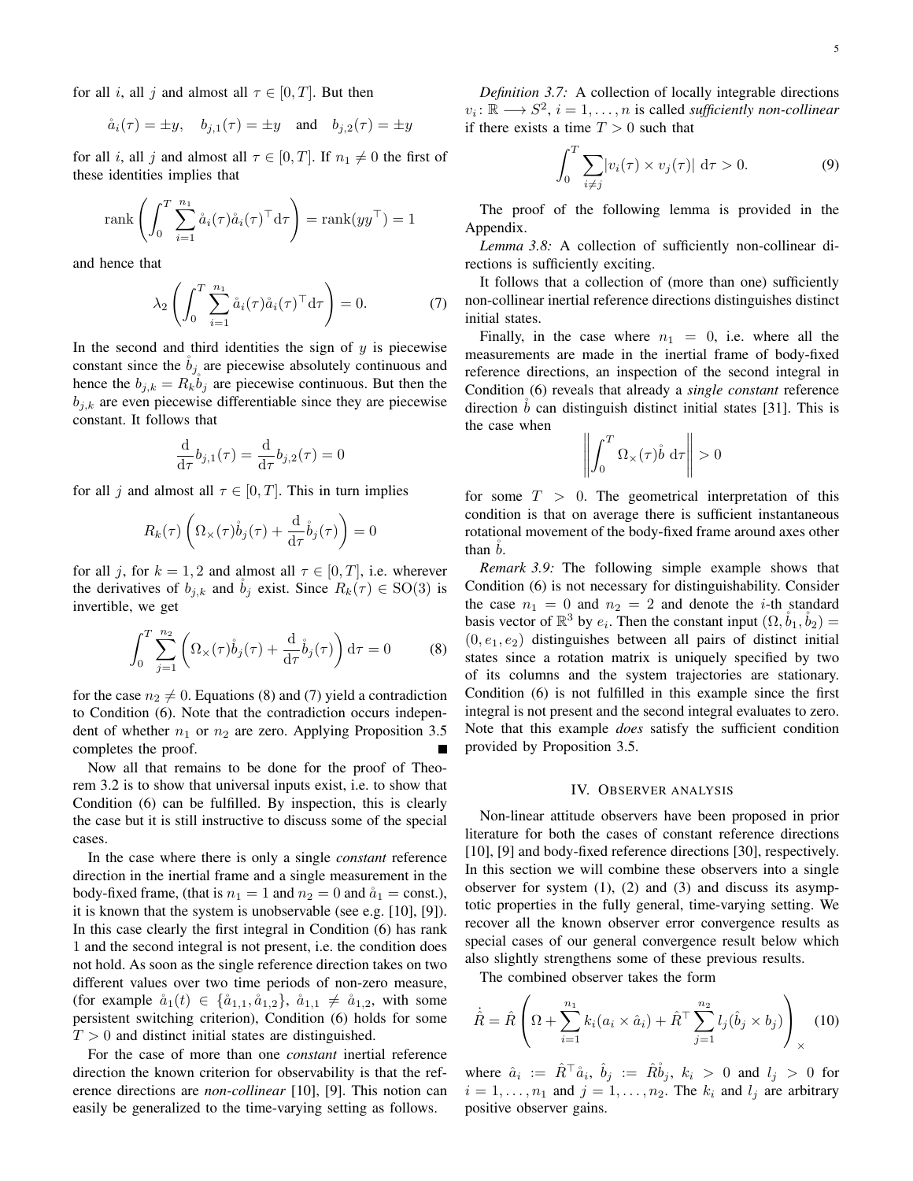for all $i$, all $j$ and almost all $\tau \in [0,T]$. But then

$$\mathring{a}_i(\tau) = \pm y, \quad b_{j,1}(\tau) = \pm y \quad \text{and} \quad b_{j,2}(\tau) = \pm y$$

for all $i$, all $j$ and almost all $\tau \in [0,T]$. If $n_1 \neq 0$ the first of these identities implies that

$$\operatorname{rank}\left(\int_0^T \sum_{i=1}^{n_1} \mathring{a}_i(\tau)\mathring{a}_i(\tau)^\top \mathrm{d}\tau\right) = \operatorname{rank}(yy^\top) = 1$$

and hence that

$$\lambda_2\left(\int_0^T \sum_{i=1}^{n_1} \mathring{a}_i(\tau)\mathring{a}_i(\tau)^\top \mathrm{d}\tau\right) = 0. \tag{7}$$

In the second and third identities the sign of $y$ is piecewise constant since the $\mathring{b}_j$ are piecewise absolutely continuous and hence the $b_{j,k} = R_k\mathring{b}_j$ are piecewise continuous. But then the $b_{j,k}$ are even piecewise differentiable since they are piecewise constant. It follows that

$$\frac{\mathrm{d}}{\mathrm{d}\tau} b_{j,1}(\tau) = \frac{\mathrm{d}}{\mathrm{d}\tau} b_{j,2}(\tau) = 0$$

for all $j$ and almost all $\tau \in [0,T]$. This in turn implies

$$R_k(\tau)\left(\Omega_\times(\tau)\mathring{b}_j(\tau) + \frac{\mathrm{d}}{\mathrm{d}\tau}\mathring{b}_j(\tau)\right) = 0$$

for all $j$, for $k = 1,2$ and almost all $\tau \in [0,T]$, i.e. wherever the derivatives of $b_{j,k}$ and $\mathring{b}_j$ exist. Since $R_k(\tau) \in \mathrm{SO}(3)$ is invertible, we get

$$\int_0^T \sum_{j=1}^{n_2}\left(\Omega_\times(\tau)\mathring{b}_j(\tau) + \frac{\mathrm{d}}{\mathrm{d}\tau}\mathring{b}_j(\tau)\right)\mathrm{d}\tau = 0 \tag{8}$$

for the case $n_2 \neq 0$. Equations (8) and (7) yield a contradiction to Condition (6). Note that the contradiction occurs independent of whether $n_1$ or $n_2$ are zero. Applying Proposition 3.5 completes the proof. ∎

Now all that remains to be done for the proof of Theorem 3.2 is to show that universal inputs exist, i.e. to show that Condition (6) can be fulfilled. By inspection, this is clearly the case but it is still instructive to discuss some of the special cases.

In the case where there is only a single *constant* reference direction in the inertial frame and a single measurement in the body-fixed frame, (that is $n_1 = 1$ and $n_2 = 0$ and $\mathring{a}_1 = \text{const.}$), it is known that the system is unobservable (see e.g. [10], [9]). In this case clearly the first integral in Condition (6) has rank 1 and the second integral is not present, i.e. the condition does not hold. As soon as the single reference direction takes on two different values over two time periods of non-zero measure, (for example $\mathring{a}_1(t) \in \{\mathring{a}_{1,1}, \mathring{a}_{1,2}\}$, $\mathring{a}_{1,1} \neq \mathring{a}_{1,2}$, with some persistent switching criterion), Condition (6) holds for some $T > 0$ and distinct initial states are distinguished.

For the case of more than one *constant* inertial reference direction the known criterion for observability is that the reference directions are *non-collinear* [10], [9]. This notion can easily be generalized to the time-varying setting as follows.

*Definition 3.7:* A collection of locally integrable directions $v_i \colon \mathbb{R} \longrightarrow S^2$, $i = 1, \ldots, n$ is called *sufficiently non-collinear* if there exists a time $T > 0$ such that

$$\int_0^T \sum_{i \neq j} |v_i(\tau) \times v_j(\tau)| \ \mathrm{d}\tau > 0. \tag{9}$$

The proof of the following lemma is provided in the Appendix.

*Lemma 3.8:* A collection of sufficiently non-collinear directions is sufficiently exciting.

It follows that a collection of (more than one) sufficiently non-collinear inertial reference directions distinguishes distinct initial states.

Finally, in the case where $n_1 = 0$, i.e. where all the measurements are made in the inertial frame of body-fixed reference directions, an inspection of the second integral in Condition (6) reveals that already a *single constant* reference direction $\mathring{b}$ can distinguish distinct initial states [31]. This is the case when

$$\left\| \int_0^T \Omega_\times(\tau)\mathring{b} \ \mathrm{d}\tau \right\| > 0$$

for some $T > 0$. The geometrical interpretation of this condition is that on average there is sufficient instantaneous rotational movement of the body-fixed frame around axes other than $\mathring{b}$.

*Remark 3.9:* The following simple example shows that Condition (6) is not necessary for distinguishability. Consider the case $n_1 = 0$ and $n_2 = 2$ and denote the $i$-th standard basis vector of $\mathbb{R}^3$ by $e_i$. Then the constant input $(\Omega, \mathring{b}_1, \mathring{b}_2) = (0, e_1, e_2)$ distinguishes between all pairs of distinct initial states since a rotation matrix is uniquely specified by two of its columns and the system trajectories are stationary. Condition (6) is not fulfilled in this example since the first integral is not present and the second integral evaluates to zero. Note that this example *does* satisfy the sufficient condition provided by Proposition 3.5.

## IV. Observer analysis

Non-linear attitude observers have been proposed in prior literature for both the cases of constant reference directions [10], [9] and body-fixed reference directions [30], respectively. In this section we will combine these observers into a single observer for system (1), (2) and (3) and discuss its asymptotic properties in the fully general, time-varying setting. We recover all the known observer error convergence results as special cases of our general convergence result below which also slightly strengthens some of these previous results.

The combined observer takes the form

$$\dot{\hat{R}} = \hat{R}\left(\Omega + \sum_{i=1}^{n_1} k_i(a_i \times \hat{a}_i) + \hat{R}^\top \sum_{j=1}^{n_2} l_j(\hat{b}_j \times b_j)\right)_\times \tag{10}$$

where $\hat{a}_i := \hat{R}^\top \mathring{a}_i$, $\hat{b}_j := \hat{R}\mathring{b}_j$, $k_i > 0$ and $l_j > 0$ for $i = 1, \ldots, n_1$ and $j = 1, \ldots, n_2$. The $k_i$ and $l_j$ are arbitrary positive observer gains.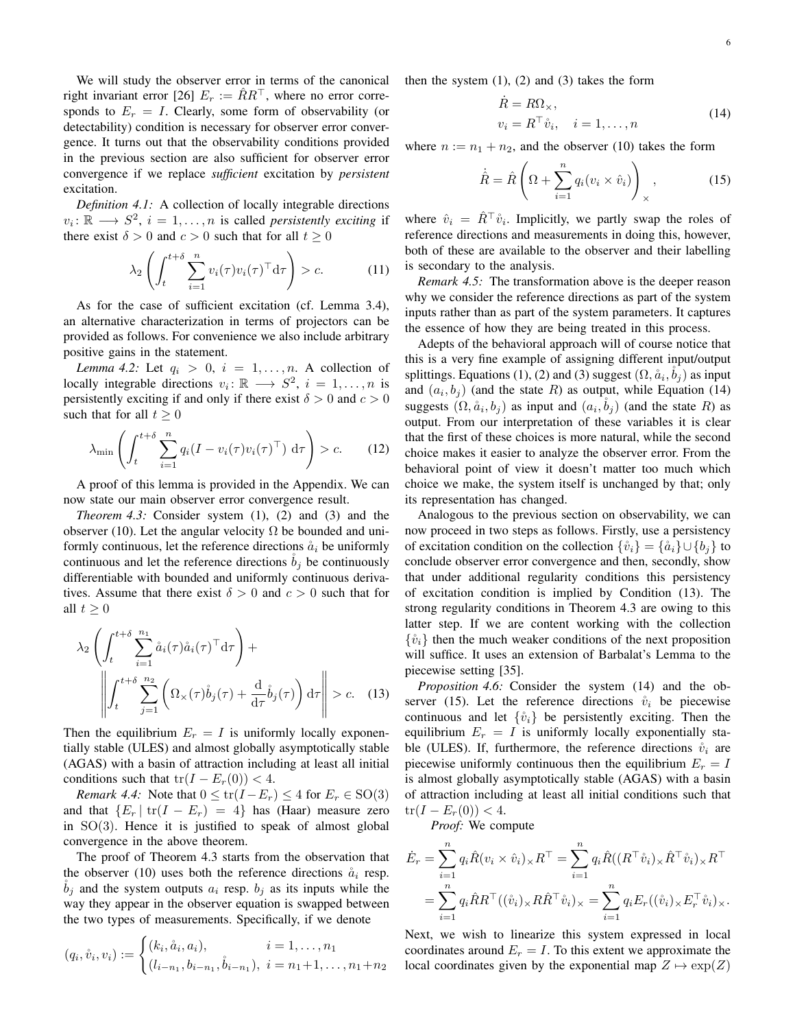We will study the observer error in terms of the canonical right invariant error [26] $E_r := \hat{R}R^\top$, where no error corresponds to $E_r = I$. Clearly, some form of observability (or detectability) condition is necessary for observer error convergence. It turns out that the observability conditions provided in the previous section are also sufficient for observer error convergence if we replace *sufficient* excitation by *persistent* excitation.

*Definition 4.1:* A collection of locally integrable directions $v_i\colon \mathbb{R} \longrightarrow S^2$, $i = 1,\ldots,n$ is called *persistently exciting* if there exist $\delta > 0$ and $c > 0$ such that for all $t \geq 0$

$$\lambda_2\left(\int_t^{t+\delta}\sum_{i=1}^n v_i(\tau)v_i(\tau)^\top \mathrm{d}\tau\right) > c. \tag{11}$$

As for the case of sufficient excitation (cf. Lemma 3.4), an alternative characterization in terms of projectors can be provided as follows. For convenience we also include arbitrary positive gains in the statement.

*Lemma 4.2:* Let $q_i > 0$, $i = 1,\ldots,n$. A collection of locally integrable directions $v_i\colon \mathbb{R} \longrightarrow S^2$, $i = 1,\ldots,n$ is persistently exciting if and only if there exist $\delta > 0$ and $c > 0$ such that for all $t \geq 0$

$$\lambda_{\min}\left(\int_t^{t+\delta}\sum_{i=1}^n q_i(I - v_i(\tau)v_i(\tau)^\top)\ \mathrm{d}\tau\right) > c. \tag{12}$$

A proof of this lemma is provided in the Appendix. We can now state our main observer error convergence result.

*Theorem 4.3:* Consider system (1), (2) and (3) and the observer (10). Let the angular velocity $\Omega$ be bounded and uniformly continuous, let the reference directions $\mathring{a}_i$ be uniformly continuous and let the reference directions $\mathring{b}_j$ be continuously differentiable with bounded and uniformly continuous derivatives. Assume that there exist $\delta > 0$ and $c > 0$ such that for all $t \geq 0$

$$\lambda_2\left(\int_t^{t+\delta}\sum_{i=1}^{n_1}\mathring{a}_i(\tau)\mathring{a}_i(\tau)^\top\mathrm{d}\tau\right) + \left\|\int_t^{t+\delta}\sum_{j=1}^{n_2}\left(\Omega_\times(\tau)\mathring{b}_j(\tau) + \frac{\mathrm{d}}{\mathrm{d}\tau}\mathring{b}_j(\tau)\right)\mathrm{d}\tau\right\| > c. \tag{13}$$

Then the equilibrium $E_r = I$ is uniformly locally exponentially stable (ULES) and almost globally asymptotically stable (AGAS) with a basin of attraction including at least all initial conditions such that $\operatorname{tr}(I - E_r(0)) < 4$.

*Remark 4.4:* Note that $0 \leq \operatorname{tr}(I - E_r) \leq 4$ for $E_r \in \mathrm{SO}(3)$ and that $\{E_r \mid \operatorname{tr}(I - E_r) = 4\}$ has (Haar) measure zero in $\mathrm{SO}(3)$. Hence it is justified to speak of almost global convergence in the above theorem.

The proof of Theorem 4.3 starts from the observation that the observer (10) uses both the reference directions $\mathring{a}_i$ resp. $\mathring{b}_j$ and the system outputs $a_i$ resp. $b_j$ as its inputs while the way they appear in the observer equation is swapped between the two types of measurements. Specifically, if we denote

$$(q_i, \mathring{v}_i, v_i) := \begin{cases}(k_i, \mathring{a}_i, a_i), & i = 1,\ldots,n_1\\ (l_{i-n_1}, b_{i-n_1}, \mathring{b}_{i-n_1}), & i = n_1{+}1,\ldots,n_1{+}n_2\end{cases}$$

then the system (1), (2) and (3) takes the form

$$\begin{aligned}\dot{R} &= R\Omega_\times,\\ v_i &= R^\top\mathring{v}_i, \quad i = 1,\ldots,n\end{aligned} \tag{14}$$

where $n := n_1 + n_2$, and the observer (10) takes the form

$$\dot{\hat{R}} = \hat{R}\left(\Omega + \sum_{i=1}^n q_i(v_i \times \hat{v}_i)\right)_\times, \tag{15}$$

where $\hat{v}_i = \hat{R}^\top\mathring{v}_i$. Implicitly, we partly swap the roles of reference directions and measurements in doing this, however, both of these are available to the observer and their labelling is secondary to the analysis.

*Remark 4.5:* The transformation above is the deeper reason why we consider the reference directions as part of the system inputs rather than as part of the system parameters. It captures the essence of how they are being treated in this process.

Adepts of the behavioral approach will of course notice that this is a very fine example of assigning different input/output splittings. Equations (1), (2) and (3) suggest $(\Omega, \mathring{a}_i, \mathring{b}_j)$ as input and $(a_i, b_j)$ (and the state $R$) as output, while Equation (14) suggests $(\Omega, \mathring{a}_i, b_j)$ as input and $(a_i, \mathring{b}_j)$ (and the state $R$) as output. From our interpretation of these variables it is clear that the first of these choices is more natural, while the second choice makes it easier to analyze the observer error. From the behavioral point of view it doesn't matter too much which choice we make, the system itself is unchanged by that; only its representation has changed.

Analogous to the previous section on observability, we can now proceed in two steps as follows. Firstly, use a persistency of excitation condition on the collection $\{\mathring{v}_i\} = \{\mathring{a}_i\}\cup\{b_j\}$ to conclude observer error convergence and then, secondly, show that under additional regularity conditions this persistency of excitation condition is implied by Condition (13). The strong regularity conditions in Theorem 4.3 are owing to this latter step. If we are content working with the collection $\{\mathring{v}_i\}$ then the much weaker conditions of the next proposition will suffice. It uses an extension of Barbalat's Lemma to the piecewise setting [35].

*Proposition 4.6:* Consider the system (14) and the observer (15). Let the reference directions $\mathring{v}_i$ be piecewise continuous and let $\{\mathring{v}_i\}$ be persistently exciting. Then the equilibrium $E_r = I$ is uniformly locally exponentially stable (ULES). If, furthermore, the reference directions $\mathring{v}_i$ are piecewise uniformly continuous then the equilibrium $E_r = I$ is almost globally asymptotically stable (AGAS) with a basin of attraction including at least all initial conditions such that $\operatorname{tr}(I - E_r(0)) < 4$.

*Proof:* We compute

$$\begin{aligned}\dot{E}_r &= \sum_{i=1}^n q_i\hat{R}(v_i \times \hat{v}_i)_\times R^\top = \sum_{i=1}^n q_i\hat{R}((R^\top\mathring{v}_i)_\times\hat{R}^\top\mathring{v}_i)_\times R^\top\\ &= \sum_{i=1}^n q_i\hat{R}R^\top((\mathring{v}_i)_\times R\hat{R}^\top\mathring{v}_i)_\times = \sum_{i=1}^n q_i E_r((\mathring{v}_i)_\times E_r^\top\mathring{v}_i)_\times.\end{aligned}$$

Next, we wish to linearize this system expressed in local coordinates around $E_r = I$. To this extent we approximate the local coordinates given by the exponential map $Z \mapsto \exp(Z)$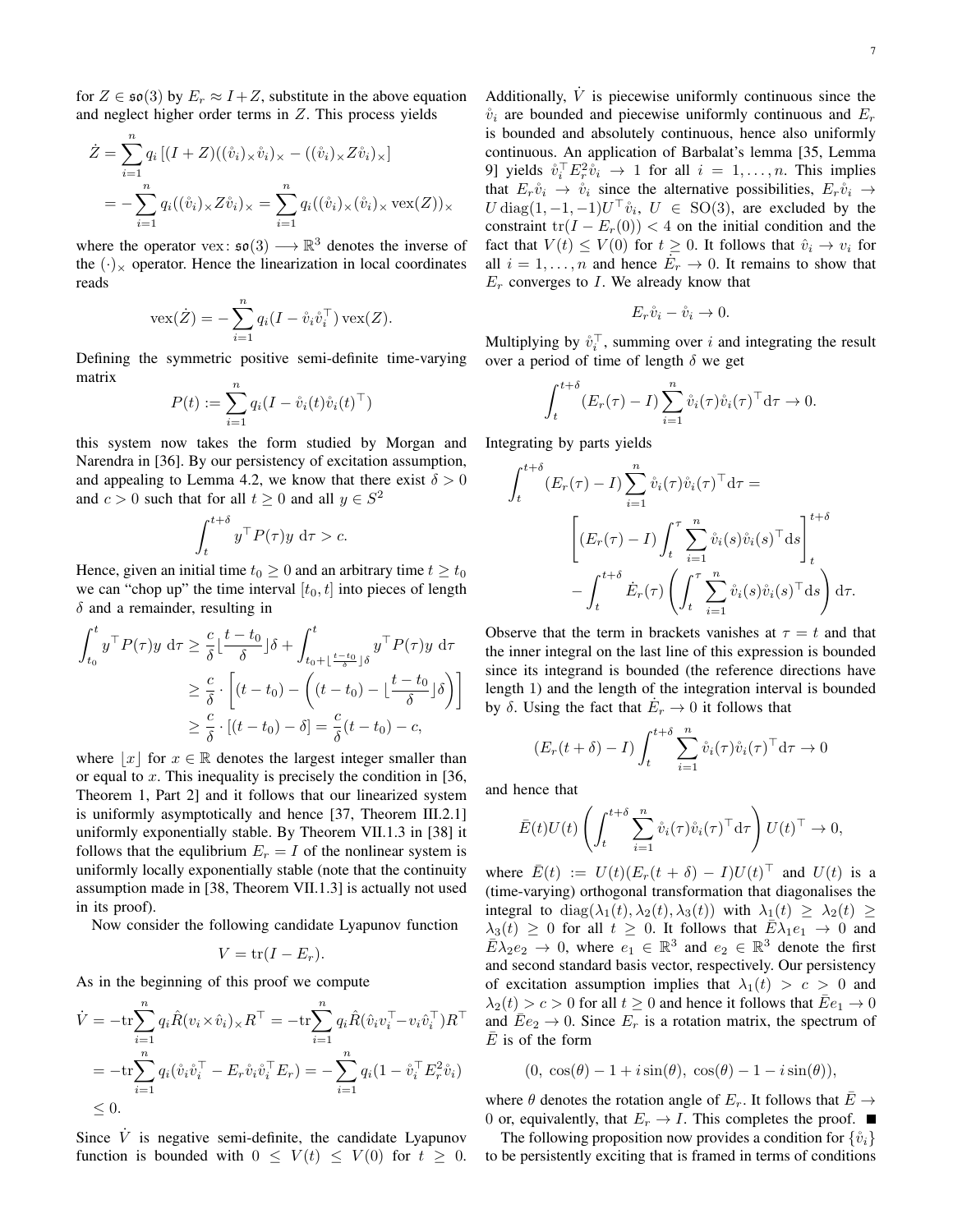for $Z \in \mathfrak{so}(3)$ by $E_r \approx I + Z$, substitute in the above equation and neglect higher order terms in $Z$. This process yields

$$
\begin{aligned}
\dot{Z} &= \sum_{i=1}^{n} q_i \left[ (I+Z)((\mathring{v}_i)_\times \mathring{v}_i)_\times - ((\mathring{v}_i)_\times Z \mathring{v}_i)_\times \right] \\
&= -\sum_{i=1}^{n} q_i ((\mathring{v}_i)_\times Z \mathring{v}_i)_\times = \sum_{i=1}^{n} q_i ((\mathring{v}_i)_\times (\mathring{v}_i)_\times \operatorname{vex}(Z))_\times
\end{aligned}
$$

where the operator $\operatorname{vex}\colon \mathfrak{so}(3) \longrightarrow \mathbb{R}^3$ denotes the inverse of the $(\cdot)_\times$ operator. Hence the linearization in local coordinates reads

$$
\operatorname{vex}(\dot{Z}) = -\sum_{i=1}^{n} q_i (I - \mathring{v}_i \mathring{v}_i^\top) \operatorname{vex}(Z).
$$

Defining the symmetric positive semi-definite time-varying matrix

$$
P(t) := \sum_{i=1}^{n} q_i (I - \mathring{v}_i(t) \mathring{v}_i(t)^\top)
$$

this system now takes the form studied by Morgan and Narendra in [36]. By our persistency of excitation assumption, and appealing to Lemma 4.2, we know that there exist $\delta > 0$ and $c > 0$ such that for all $t \geq 0$ and all $y \in S^2$

$$
\int_t^{t+\delta} y^\top P(\tau) y \; \mathrm{d}\tau > c.
$$

Hence, given an initial time $t_0 \geq 0$ and an arbitrary time $t \geq t_0$ we can "chop up" the time interval $[t_0, t]$ into pieces of length $\delta$ and a remainder, resulting in

$$
\begin{aligned}
\int_{t_0}^{t} y^\top P(\tau) y \; \mathrm{d}\tau &\geq \frac{c}{\delta} \lfloor \frac{t - t_0}{\delta} \rfloor \delta + \int_{t_0 + \lfloor \frac{t-t_0}{\delta} \rfloor \delta}^{t} y^\top P(\tau) y \; \mathrm{d}\tau \\
&\geq \frac{c}{\delta} \cdot \left[ (t - t_0) - \left( (t - t_0) - \lfloor \frac{t - t_0}{\delta} \rfloor \delta \right) \right] \\
&\geq \frac{c}{\delta} \cdot \left[ (t - t_0) - \delta \right] = \frac{c}{\delta}(t - t_0) - c,
\end{aligned}
$$

where $\lfloor x \rfloor$ for $x \in \mathbb{R}$ denotes the largest integer smaller than or equal to $x$. This inequality is precisely the condition in [36, Theorem 1, Part 2] and it follows that our linearized system is uniformly asymptotically and hence [37, Theorem III.2.1] uniformly exponentially stable. By Theorem VII.1.3 in [38] it follows that the equlibrium $E_r = I$ of the nonlinear system is uniformly locally exponentially stable (note that the continuity assumption made in [38, Theorem VII.1.3] is actually not used in its proof).

Now consider the following candidate Lyapunov function

$$
V = \operatorname{tr}(I - E_r).
$$

As in the beginning of this proof we compute

$$
\begin{aligned}
\dot{V} &= -\operatorname{tr} \sum_{i=1}^{n} q_i \hat{R} (v_i \times \hat{v}_i)_\times R^\top = -\operatorname{tr} \sum_{i=1}^{n} q_i \hat{R} (\hat{v}_i v_i^\top - v_i \hat{v}_i^\top) R^\top \\
&= -\operatorname{tr} \sum_{i=1}^{n} q_i (\mathring{v}_i \mathring{v}_i^\top - E_r \mathring{v}_i \mathring{v}_i^\top E_r) = -\sum_{i=1}^{n} q_i (1 - \mathring{v}_i^\top E_r^2 \mathring{v}_i) \\
&\leq 0.
\end{aligned}
$$

Since $\dot{V}$ is negative semi-definite, the candidate Lyapunov function is bounded with $0 \leq V(t) \leq V(0)$ for $t \geq 0$. Additionally, $\dot{V}$ is piecewise uniformly continuous since the $\mathring{v}_i$ are bounded and piecewise uniformly continuous and $E_r$ is bounded and absolutely continuous, hence also uniformly continuous. An application of Barbalat's lemma [35, Lemma 9] yields $\mathring{v}_i^\top E_r^2 \mathring{v}_i \to 1$ for all $i = 1, \ldots, n$. This implies that $E_r \mathring{v}_i \to \mathring{v}_i$ since the alternative possibilities, $E_r \mathring{v}_i \to U \operatorname{diag}(1, -1, -1) U^\top \mathring{v}_i$, $U \in \mathrm{SO}(3)$, are excluded by the constraint $\operatorname{tr}(I - E_r(0)) < 4$ on the initial condition and the fact that $V(t) \leq V(0)$ for $t \geq 0$. It follows that $\hat{v}_i \to v_i$ for all $i = 1, \ldots, n$ and hence $\dot{E}_r \to 0$. It remains to show that $E_r$ converges to $I$. We already know that

$$
E_r \mathring{v}_i - \mathring{v}_i \to 0.
$$

Multiplying by $\mathring{v}_i^\top$, summing over $i$ and integrating the result over a period of time of length $\delta$ we get

$$
\int_t^{t+\delta} (E_r(\tau) - I) \sum_{i=1}^{n} \mathring{v}_i(\tau) \mathring{v}_i(\tau)^\top \mathrm{d}\tau \to 0.
$$

Integrating by parts yields

$$
\begin{aligned}
\int_t^{t+\delta} (E_r(\tau) - I) \sum_{i=1}^{n} \mathring{v}_i(\tau) \mathring{v}_i(\tau)^\top \mathrm{d}\tau = \\
\left[ (E_r(\tau) - I) \int_t^{\tau} \sum_{i=1}^{n} \mathring{v}_i(s) \mathring{v}_i(s)^\top \mathrm{d}s \right]_t^{t+\delta} \\
- \int_t^{t+\delta} \dot{E}_r(\tau) \left( \int_t^{\tau} \sum_{i=1}^{n} \mathring{v}_i(s) \mathring{v}_i(s)^\top \mathrm{d}s \right) \mathrm{d}\tau.
\end{aligned}
$$

Observe that the term in brackets vanishes at $\tau = t$ and that the inner integral on the last line of this expression is bounded since its integrand is bounded (the reference directions have length 1) and the length of the integration interval is bounded by $\delta$. Using the fact that $\dot{E}_r \to 0$ it follows that

$$
(E_r(t+\delta) - I) \int_t^{t+\delta} \sum_{i=1}^{n} \mathring{v}_i(\tau) \mathring{v}_i(\tau)^\top \mathrm{d}\tau \to 0
$$

and hence that

$$
\bar{E}(t) U(t) \left( \int_t^{t+\delta} \sum_{i=1}^{n} \mathring{v}_i(\tau) \mathring{v}_i(\tau)^\top \mathrm{d}\tau \right) U(t)^\top \to 0,
$$

where $\bar{E}(t) := U(t)(E_r(t+\delta) - I) U(t)^\top$ and $U(t)$ is a (time-varying) orthogonal transformation that diagonalises the integral to $\operatorname{diag}(\lambda_1(t), \lambda_2(t), \lambda_3(t))$ with $\lambda_1(t) \geq \lambda_2(t) \geq \lambda_3(t) \geq 0$ for all $t \geq 0$. It follows that $\bar{E} \lambda_1 e_1 \to 0$ and $\bar{E} \lambda_2 e_2 \to 0$, where $e_1 \in \mathbb{R}^3$ and $e_2 \in \mathbb{R}^3$ denote the first and second standard basis vector, respectively. Our persistency of excitation assumption implies that $\lambda_1(t) > c > 0$ and $\lambda_2(t) > c > 0$ for all $t \geq 0$ and hence it follows that $\bar{E} e_1 \to 0$ and $\bar{E} e_2 \to 0$. Since $E_r$ is a rotation matrix, the spectrum of $\bar{E}$ is of the form

$$
(0, \; \cos(\theta) - 1 + i \sin(\theta), \; \cos(\theta) - 1 - i \sin(\theta)),
$$

where $\theta$ denotes the rotation angle of $E_r$. It follows that $\bar{E} \to 0$ or, equivalently, that $E_r \to I$. This completes the proof. ■

The following proposition now provides a condition for $\{\mathring{v}_i\}$ to be persistently exciting that is framed in terms of conditions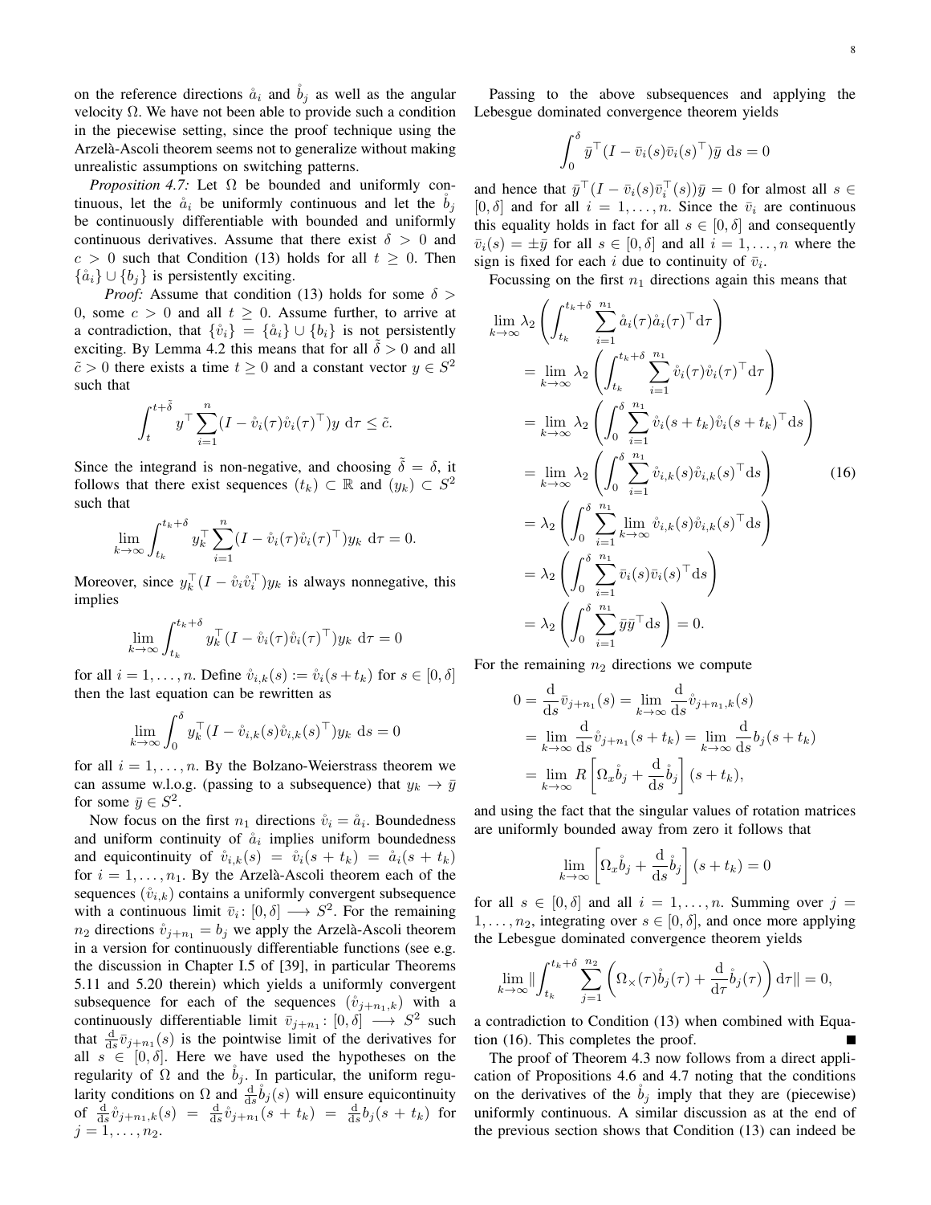on the reference directions $\mathring{a}_i$ and $\mathring{b}_j$ as well as the angular velocity $\Omega$. We have not been able to provide such a condition in the piecewise setting, since the proof technique using the Arzelà-Ascoli theorem seems not to generalize without making unrealistic assumptions on switching patterns.

*Proposition 4.7:* Let $\Omega$ be bounded and uniformly continuous, let the $\mathring{a}_i$ be uniformly continuous and let the $\mathring{b}_j$ be continuously differentiable with bounded and uniformly continuous derivatives. Assume that there exist $\delta > 0$ and $c > 0$ such that Condition (13) holds for all $t \geq 0$. Then $\{\mathring{a}_i\} \cup \{b_j\}$ is persistently exciting.

*Proof:* Assume that condition (13) holds for some $\delta > 0$, some $c > 0$ and all $t \geq 0$. Assume further, to arrive at a contradiction, that $\{\mathring{v}_i\} = \{\mathring{a}_i\} \cup \{b_i\}$ is not persistently exciting. By Lemma 4.2 this means that for all $\tilde{\delta} > 0$ and all $\tilde{c} > 0$ there exists a time $t \geq 0$ and a constant vector $y \in S^2$ such that

$$\int_t^{t+\tilde{\delta}} y^\top \sum_{i=1}^n (I - \mathring{v}_i(\tau)\mathring{v}_i(\tau)^\top) y \ \mathrm{d}\tau \leq \tilde{c}.$$

Since the integrand is non-negative, and choosing $\tilde{\delta} = \delta$, it follows that there exist sequences $(t_k) \subset \mathbb{R}$ and $(y_k) \subset S^2$ such that

$$\lim_{k\to\infty} \int_{t_k}^{t_k+\delta} y_k^\top \sum_{i=1}^n (I - \mathring{v}_i(\tau)\mathring{v}_i(\tau)^\top) y_k \ \mathrm{d}\tau = 0.$$

Moreover, since $y_k^\top (I - \mathring{v}_i \mathring{v}_i^\top) y_k$ is always nonnegative, this implies

$$\lim_{k\to\infty} \int_{t_k}^{t_k+\delta} y_k^\top (I - \mathring{v}_i(\tau)\mathring{v}_i(\tau)^\top) y_k \ \mathrm{d}\tau = 0$$

for all $i = 1, \ldots, n$. Define $\mathring{v}_{i,k}(s) := \mathring{v}_i(s + t_k)$ for $s \in [0, \delta]$ then the last equation can be rewritten as

$$\lim_{k\to\infty} \int_0^{\delta} y_k^\top (I - \mathring{v}_{i,k}(s)\mathring{v}_{i,k}(s)^\top) y_k \ \mathrm{d}s = 0$$

for all $i = 1, \ldots, n$. By the Bolzano-Weierstrass theorem we can assume w.l.o.g. (passing to a subsequence) that $y_k \to \bar{y}$ for some $\bar{y} \in S^2$.

Now focus on the first $n_1$ directions $\mathring{v}_i = \mathring{a}_i$. Boundedness and uniform continuity of $\mathring{a}_i$ implies uniform boundedness and equicontinuity of $\mathring{v}_{i,k}(s) = \mathring{v}_i(s + t_k) = \mathring{a}_i(s + t_k)$ for $i = 1, \ldots, n_1$. By the Arzelà-Ascoli theorem each of the sequences $(\mathring{v}_{i,k})$ contains a uniformly convergent subsequence with a continuous limit $\bar{v}_i \colon [0, \delta] \longrightarrow S^2$. For the remaining $n_2$ directions $\mathring{v}_{j+n_1} = b_j$ we apply the Arzelà-Ascoli theorem in a version for continuously differentiable functions (see e.g. the discussion in Chapter I.5 of [39], in particular Theorems 5.11 and 5.20 therein) which yields a uniformly convergent subsequence for each of the sequences $(\mathring{v}_{j+n_1,k})$ with a continuously differentiable limit $\bar{v}_{j+n_1} \colon [0, \delta] \longrightarrow S^2$ such that $\frac{\mathrm{d}}{\mathrm{d}s}\bar{v}_{j+n_1}(s)$ is the pointwise limit of the derivatives for all $s \in [0, \delta]$. Here we have used the hypotheses on the regularity of $\Omega$ and the $\mathring{b}_j$. In particular, the uniform regularity conditions on $\Omega$ and $\frac{\mathrm{d}}{\mathrm{d}s}\mathring{b}_j(s)$ will ensure equicontinuity of $\frac{\mathrm{d}}{\mathrm{d}s}\mathring{v}_{j+n_1,k}(s) = \frac{\mathrm{d}}{\mathrm{d}s}\mathring{v}_{j+n_1}(s + t_k) = \frac{\mathrm{d}}{\mathrm{d}s} b_j(s + t_k)$ for $j = 1, \ldots, n_2$.

Passing to the above subsequences and applying the Lebesgue dominated convergence theorem yields

$$\int_0^{\delta} \bar{y}^\top (I - \bar{v}_i(s)\bar{v}_i(s)^\top) \bar{y} \ \mathrm{d}s = 0$$

and hence that $\bar{y}^\top (I - \bar{v}_i(s)\bar{v}_i^\top(s)) \bar{y} = 0$ for almost all $s \in [0, \delta]$ and for all $i = 1, \ldots, n$. Since the $\bar{v}_i$ are continuous this equality holds in fact for all $s \in [0, \delta]$ and consequently $\bar{v}_i(s) = \pm \bar{y}$ for all $s \in [0, \delta]$ and all $i = 1, \ldots, n$ where the sign is fixed for each $i$ due to continuity of $\bar{v}_i$.

Focussing on the first $n_1$ directions again this means that

$$\begin{aligned}
\lim_{k\to\infty} \lambda_2 &\left( \int_{t_k}^{t_k+\delta} \sum_{i=1}^{n_1} \mathring{a}_i(\tau)\mathring{a}_i(\tau)^\top \mathrm{d}\tau \right) \\
&= \lim_{k\to\infty} \lambda_2 \left( \int_{t_k}^{t_k+\delta} \sum_{i=1}^{n_1} \mathring{v}_i(\tau)\mathring{v}_i(\tau)^\top \mathrm{d}\tau \right) \\
&= \lim_{k\to\infty} \lambda_2 \left( \int_0^{\delta} \sum_{i=1}^{n_1} \mathring{v}_i(s + t_k)\mathring{v}_i(s + t_k)^\top \mathrm{d}s \right) \\
&= \lim_{k\to\infty} \lambda_2 \left( \int_0^{\delta} \sum_{i=1}^{n_1} \mathring{v}_{i,k}(s)\mathring{v}_{i,k}(s)^\top \mathrm{d}s \right) \\
&= \lambda_2 \left( \int_0^{\delta} \sum_{i=1}^{n_1} \lim_{k\to\infty} \mathring{v}_{i,k}(s)\mathring{v}_{i,k}(s)^\top \mathrm{d}s \right) \\
&= \lambda_2 \left( \int_0^{\delta} \sum_{i=1}^{n_1} \bar{v}_i(s)\bar{v}_i(s)^\top \mathrm{d}s \right) \\
&= \lambda_2 \left( \int_0^{\delta} \sum_{i=1}^{n_1} \bar{y}\bar{y}^\top \mathrm{d}s \right) = 0.
\end{aligned} \tag{16}$$

For the remaining $n_2$ directions we compute

$$\begin{aligned}
0 = \frac{\mathrm{d}}{\mathrm{d}s}\bar{v}_{j+n_1}(s) &= \lim_{k\to\infty} \frac{\mathrm{d}}{\mathrm{d}s}\mathring{v}_{j+n_1,k}(s) \\
&= \lim_{k\to\infty} \frac{\mathrm{d}}{\mathrm{d}s}\mathring{v}_{j+n_1}(s + t_k) = \lim_{k\to\infty} \frac{\mathrm{d}}{\mathrm{d}s} b_j(s + t_k) \\
&= \lim_{k\to\infty} R \left[ \Omega_x \mathring{b}_j + \frac{\mathrm{d}}{\mathrm{d}s}\mathring{b}_j \right] (s + t_k),
\end{aligned}$$

and using the fact that the singular values of rotation matrices are uniformly bounded away from zero it follows that

$$\lim_{k\to\infty} \left[ \Omega_x \mathring{b}_j + \frac{\mathrm{d}}{\mathrm{d}s}\mathring{b}_j \right] (s + t_k) = 0$$

for all $s \in [0, \delta]$ and all $i = 1, \ldots, n$. Summing over $j = 1, \ldots, n_2$, integrating over $s \in [0, \delta]$, and once more applying the Lebesgue dominated convergence theorem yields

$$\lim_{k\to\infty} \| \int_{t_k}^{t_k+\delta} \sum_{j=1}^{n_2} \left( \Omega_\times(\tau)\mathring{b}_j(\tau) + \frac{\mathrm{d}}{\mathrm{d}\tau}\mathring{b}_j(\tau) \right) \mathrm{d}\tau \| = 0,$$

a contradiction to Condition (13) when combined with Equation (16). This completes the proof. ■

The proof of Theorem 4.3 now follows from a direct application of Propositions 4.6 and 4.7 noting that the conditions on the derivatives of the $\mathring{b}_j$ imply that they are (piecewise) uniformly continuous. A similar discussion as at the end of the previous section shows that Condition (13) can indeed be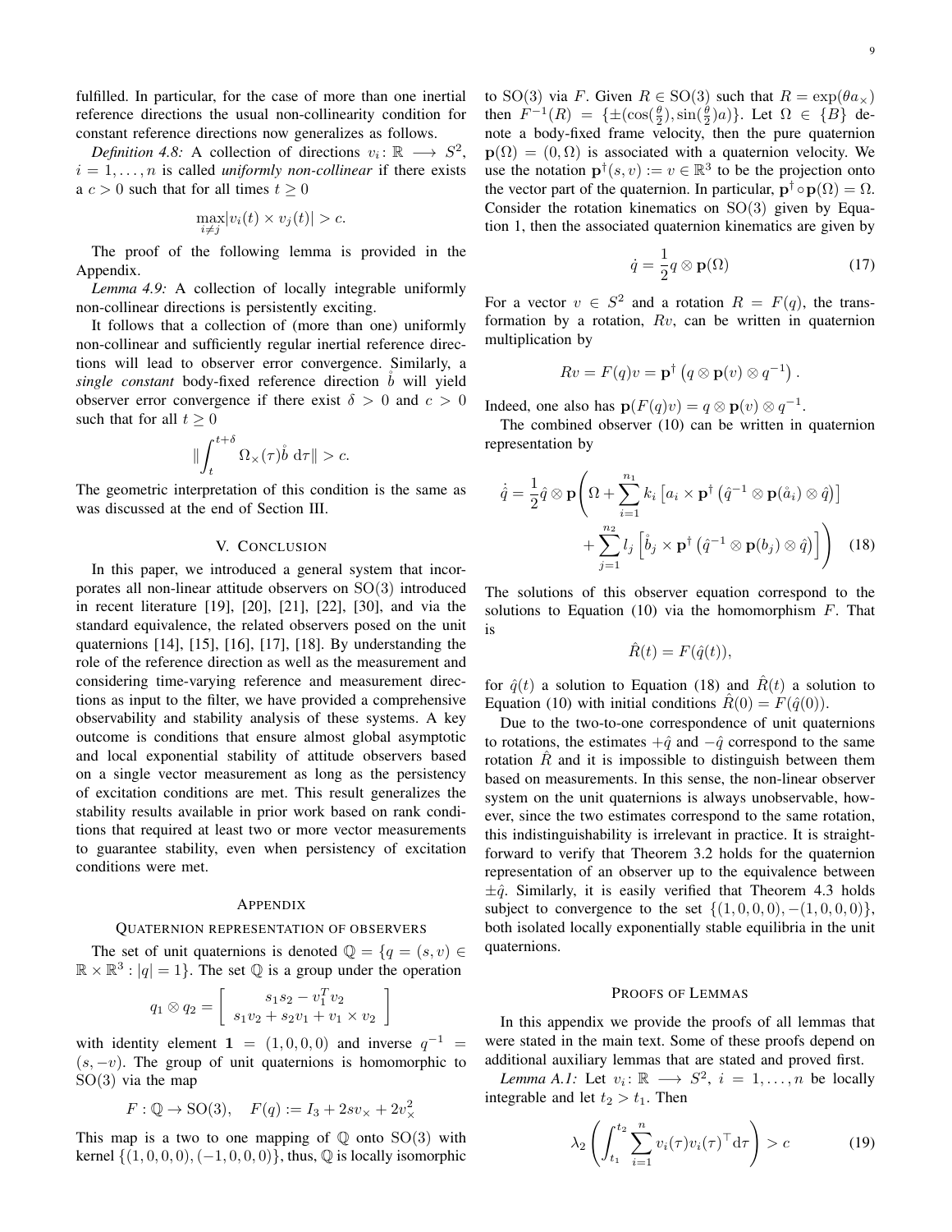fulfilled. In particular, for the case of more than one inertial reference directions the usual non-collinearity condition for constant reference directions now generalizes as follows.

*Definition 4.8:* A collection of directions $v_i\colon \mathbb{R} \longrightarrow S^2$, $i = 1,\dots,n$ is called *uniformly non-collinear* if there exists a $c > 0$ such that for all times $t \geq 0$

$$\max_{i\neq j}|v_i(t) \times v_j(t)| > c.$$

The proof of the following lemma is provided in the Appendix.

*Lemma 4.9:* A collection of locally integrable uniformly non-collinear directions is persistently exciting.

It follows that a collection of (more than one) uniformly non-collinear and sufficiently regular inertial reference directions will lead to observer error convergence. Similarly, a *single constant* body-fixed reference direction $\mathring{b}$ will yield observer error convergence if there exist $\delta > 0$ and $c > 0$ such that for all $t \geq 0$

$$\|\int_t^{t+\delta} \Omega_\times(\tau)\mathring{b}\ \mathrm{d}\tau\| > c.$$

The geometric interpretation of this condition is the same as was discussed at the end of Section III.

## V. Conclusion

In this paper, we introduced a general system that incorporates all non-linear attitude observers on $\mathrm{SO}(3)$ introduced in recent literature [19], [20], [21], [22], [30], and via the standard equivalence, the related observers posed on the unit quaternions [14], [15], [16], [17], [18]. By understanding the role of the reference direction as well as the measurement and considering time-varying reference and measurement directions as input to the filter, we have provided a comprehensive observability and stability analysis of these systems. A key outcome is conditions that ensure almost global asymptotic and local exponential stability of attitude observers based on a single vector measurement as long as the persistency of excitation conditions are met. This result generalizes the stability results available in prior work based on rank conditions that required at least two or more vector measurements to guarantee stability, even when persistency of excitation conditions were met.

## Appendix

### Quaternion representation of observers

The set of unit quaternions is denoted $\mathbb{Q} = \{q = (s,v) \in \mathbb{R}\times\mathbb{R}^3 : |q| = 1\}$. The set $\mathbb{Q}$ is a group under the operation

$$q_1 \otimes q_2 = \left[\begin{array}{c} s_1 s_2 - v_1^T v_2 \\ s_1 v_2 + s_2 v_1 + v_1 \times v_2 \end{array}\right]$$

with identity element $\mathbf{1} = (1,0,0,0)$ and inverse $q^{-1} = (s,-v)$. The group of unit quaternions is homomorphic to $\mathrm{SO}(3)$ via the map

$$F : \mathbb{Q} \to \mathrm{SO}(3), \quad F(q) := I_3 + 2sv_\times + 2v_\times^2$$

This map is a two to one mapping of $\mathbb{Q}$ onto $\mathrm{SO}(3)$ with kernel $\{(1,0,0,0),(-1,0,0,0)\}$, thus, $\mathbb{Q}$ is locally isomorphic to $\mathrm{SO}(3)$ via $F$. Given $R \in \mathrm{SO}(3)$ such that $R = \exp(\theta a_\times)$ then $F^{-1}(R) = \{\pm(\cos(\frac{\theta}{2}),\sin(\frac{\theta}{2})a)\}$. Let $\Omega \in \{B\}$ denote a body-fixed frame velocity, then the pure quaternion $\mathbf{p}(\Omega) = (0,\Omega)$ is associated with a quaternion velocity. We use the notation $\mathbf{p}^\dagger(s,v) := v \in \mathbb{R}^3$ to be the projection onto the vector part of the quaternion. In particular, $\mathbf{p}^\dagger \circ \mathbf{p}(\Omega) = \Omega$. Consider the rotation kinematics on $\mathrm{SO}(3)$ given by Equation 1, then the associated quaternion kinematics are given by

$$\dot{q} = \frac{1}{2}q \otimes \mathbf{p}(\Omega) \tag{17}$$

For a vector $v \in S^2$ and a rotation $R = F(q)$, the transformation by a rotation, $Rv$, can be written in quaternion multiplication by

$$Rv = F(q)v = \mathbf{p}^\dagger\left(q \otimes \mathbf{p}(v) \otimes q^{-1}\right).$$

Indeed, one also has $\mathbf{p}(F(q)v) = q \otimes \mathbf{p}(v) \otimes q^{-1}$.

The combined observer (10) can be written in quaternion representation by

$$\dot{\hat{q}} = \frac{1}{2}\hat{q} \otimes \mathbf{p}\Bigg(\Omega + \sum_{i=1}^{n_1} k_i\left[a_i \times \mathbf{p}^\dagger\left(\hat{q}^{-1} \otimes \mathbf{p}(\mathring{a}_i) \otimes \hat{q}\right)\right] + \sum_{j=1}^{n_2} l_j\left[\mathring{b}_j \times \mathbf{p}^\dagger\left(\hat{q}^{-1} \otimes \mathbf{p}(b_j) \otimes \hat{q}\right)\right]\Bigg) \tag{18}$$

The solutions of this observer equation correspond to the solutions to Equation (10) via the homomorphism $F$. That is

$$\hat{R}(t) = F(\hat{q}(t)),$$

for $\hat{q}(t)$ a solution to Equation (18) and $\hat{R}(t)$ a solution to Equation (10) with initial conditions $\hat{R}(0) = F(\hat{q}(0))$.

Due to the two-to-one correspondence of unit quaternions to rotations, the estimates $+\hat{q}$ and $-\hat{q}$ correspond to the same rotation $\hat{R}$ and it is impossible to distinguish between them based on measurements. In this sense, the non-linear observer system on the unit quaternions is always unobservable, however, since the two estimates correspond to the same rotation, this indistinguishability is irrelevant in practice. It is straightforward to verify that Theorem 3.2 holds for the quaternion representation of an observer up to the equivalence between $\pm\hat{q}$. Similarly, it is easily verified that Theorem 4.3 holds subject to convergence to the set $\{(1,0,0,0),-(1,0,0,0)\}$, both isolated locally exponentially stable equilibria in the unit quaternions.

### Proofs of Lemmas

In this appendix we provide the proofs of all lemmas that were stated in the main text. Some of these proofs depend on additional auxiliary lemmas that are stated and proved first.

*Lemma A.1:* Let $v_i\colon \mathbb{R} \longrightarrow S^2$, $i = 1,\dots,n$ be locally integrable and let $t_2 > t_1$. Then

$$\lambda_2\left(\int_{t_1}^{t_2}\sum_{i=1}^{n} v_i(\tau)v_i(\tau)^\top \mathrm{d}\tau\right) > c \tag{19}$$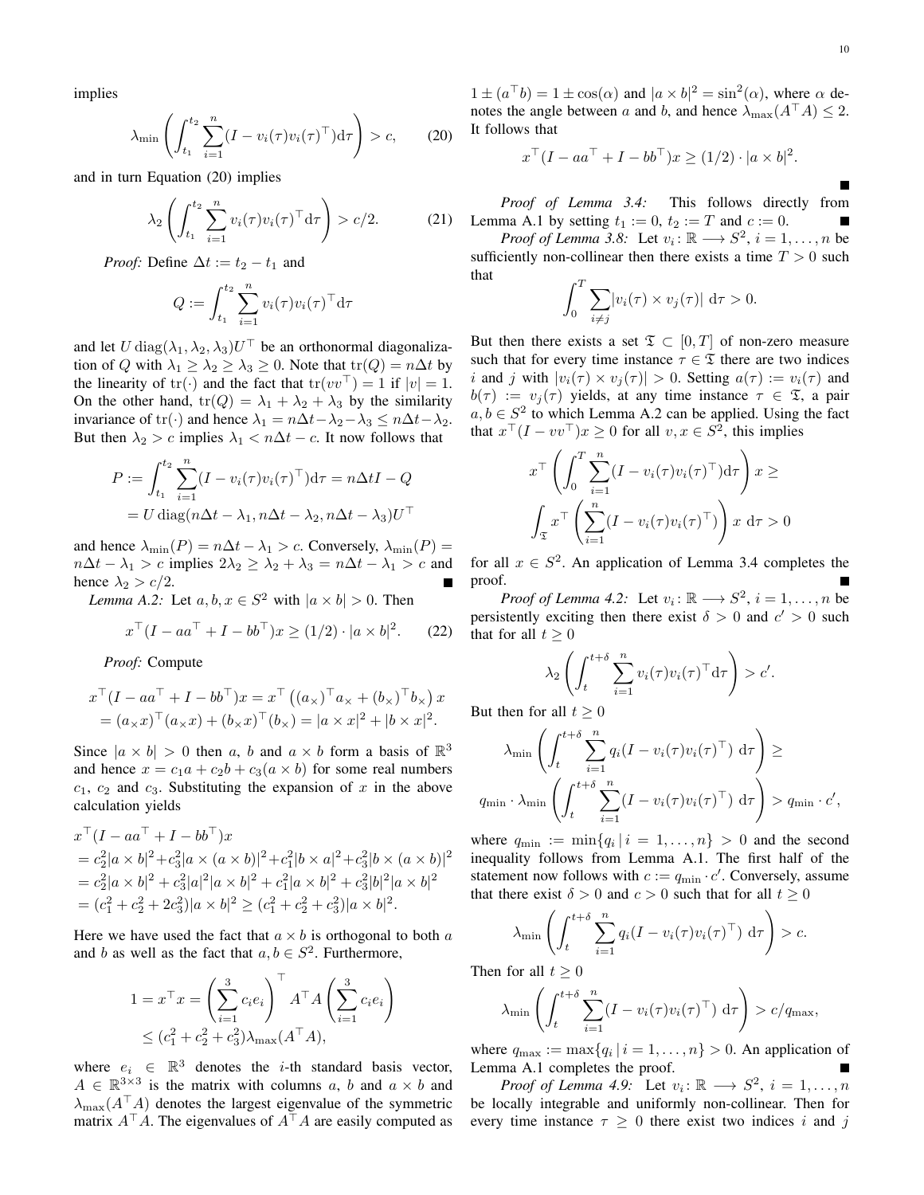implies

$$\lambda_{\min}\left(\int_{t_1}^{t_2}\sum_{i=1}^{n}(I-v_i(\tau)v_i(\tau)^\top)\mathrm{d}\tau\right) > c, \tag{20}$$

and in turn Equation (20) implies

$$\lambda_2\left(\int_{t_1}^{t_2}\sum_{i=1}^{n}v_i(\tau)v_i(\tau)^\top\mathrm{d}\tau\right) > c/2. \tag{21}$$

*Proof:* Define $\Delta t := t_2 - t_1$ and

$$Q := \int_{t_1}^{t_2}\sum_{i=1}^{n}v_i(\tau)v_i(\tau)^\top\mathrm{d}\tau$$

and let $U\,\mathrm{diag}(\lambda_1,\lambda_2,\lambda_3)U^\top$ be an orthonormal diagonalization of $Q$ with $\lambda_1 \geq \lambda_2 \geq \lambda_3 \geq 0$. Note that $\mathrm{tr}(Q) = n\Delta t$ by the linearity of $\mathrm{tr}(\cdot)$ and the fact that $\mathrm{tr}(vv^\top) = 1$ if $|v| = 1$. On the other hand, $\mathrm{tr}(Q) = \lambda_1 + \lambda_2 + \lambda_3$ by the similarity invariance of $\mathrm{tr}(\cdot)$ and hence $\lambda_1 = n\Delta t - \lambda_2 - \lambda_3 \leq n\Delta t - \lambda_2$. But then $\lambda_2 > c$ implies $\lambda_1 < n\Delta t - c$. It now follows that

$$\begin{aligned}P &:= \int_{t_1}^{t_2}\sum_{i=1}^{n}(I-v_i(\tau)v_i(\tau)^\top)\mathrm{d}\tau = n\Delta t I - Q\\ &= U\,\mathrm{diag}(n\Delta t - \lambda_1, n\Delta t - \lambda_2, n\Delta t - \lambda_3)U^\top\end{aligned}$$

and hence $\lambda_{\min}(P) = n\Delta t - \lambda_1 > c$. Conversely, $\lambda_{\min}(P) = n\Delta t - \lambda_1 > c$ implies $2\lambda_2 \geq \lambda_2 + \lambda_3 = n\Delta t - \lambda_1 > c$ and hence $\lambda_2 > c/2$. ∎

*Lemma A.2:* Let $a, b, x \in S^2$ with $|a \times b| > 0$. Then

$$x^\top(I - aa^\top + I - bb^\top)x \geq (1/2)\cdot|a\times b|^2. \tag{22}$$

*Proof:* Compute

$$\begin{aligned}x^\top(I - aa^\top + I - bb^\top)x &= x^\top\left((a_\times)^\top a_\times + (b_\times)^\top b_\times\right)x\\ &= (a_\times x)^\top(a_\times x) + (b_\times x)^\top(b_\times) = |a\times x|^2 + |b\times x|^2.\end{aligned}$$

Since $|a\times b| > 0$ then $a$, $b$ and $a\times b$ form a basis of $\mathbb{R}^3$ and hence $x = c_1 a + c_2 b + c_3(a\times b)$ for some real numbers $c_1$, $c_2$ and $c_3$. Substituting the expansion of $x$ in the above calculation yields

$$\begin{aligned}&x^\top(I - aa^\top + I - bb^\top)x\\ &= c_2^2|a\times b|^2 + c_3^2|a\times(a\times b)|^2 + c_1^2|b\times a|^2 + c_3^2|b\times(a\times b)|^2\\ &= c_2^2|a\times b|^2 + c_3^2|a|^2|a\times b|^2 + c_1^2|a\times b|^2 + c_3^2|b|^2|a\times b|^2\\ &= (c_1^2 + c_2^2 + 2c_3^2)|a\times b|^2 \geq (c_1^2 + c_2^2 + c_3^2)|a\times b|^2.\end{aligned}$$

Here we have used the fact that $a\times b$ is orthogonal to both $a$ and $b$ as well as the fact that $a, b \in S^2$. Furthermore,

$$\begin{aligned}1 = x^\top x &= \left(\sum_{i=1}^{3}c_i e_i\right)^\top A^\top A\left(\sum_{i=1}^{3}c_i e_i\right)\\ &\leq (c_1^2 + c_2^2 + c_3^2)\lambda_{\max}(A^\top A),\end{aligned}$$

where $e_i \in \mathbb{R}^3$ denotes the $i$-th standard basis vector, $A \in \mathbb{R}^{3\times 3}$ is the matrix with columns $a$, $b$ and $a\times b$ and $\lambda_{\max}(A^\top A)$ denotes the largest eigenvalue of the symmetric matrix $A^\top A$. The eigenvalues of $A^\top A$ are easily computed as $1 \pm (a^\top b) = 1 \pm \cos(\alpha)$ and $|a\times b|^2 = \sin^2(\alpha)$, where $\alpha$ denotes the angle between $a$ and $b$, and hence $\lambda_{\max}(A^\top A) \leq 2$. It follows that

$$x^\top(I - aa^\top + I - bb^\top)x \geq (1/2)\cdot|a\times b|^2.$$

∎

*Proof of Lemma 3.4:* This follows directly from Lemma A.1 by setting $t_1 := 0$, $t_2 := T$ and $c := 0$. ∎

*Proof of Lemma 3.8:* Let $v_i\colon \mathbb{R} \longrightarrow S^2$, $i = 1,\ldots,n$ be sufficiently non-collinear then there exists a time $T > 0$ such that

$$\int_0^T \sum_{i\neq j}|v_i(\tau)\times v_j(\tau)|\;\mathrm{d}\tau > 0.$$

But then there exists a set $\mathfrak{T} \subset [0,T]$ of non-zero measure such that for every time instance $\tau \in \mathfrak{T}$ there are two indices $i$ and $j$ with $|v_i(\tau)\times v_j(\tau)| > 0$. Setting $a(\tau) := v_i(\tau)$ and $b(\tau) := v_j(\tau)$ yields, at any time instance $\tau \in \mathfrak{T}$, a pair $a, b \in S^2$ to which Lemma A.2 can be applied. Using the fact that $x^\top(I - vv^\top)x \geq 0$ for all $v, x \in S^2$, this implies

$$\begin{aligned}x^\top\left(\int_0^T\sum_{i=1}^{n}(I - v_i(\tau)v_i(\tau)^\top)\mathrm{d}\tau\right)x \geq\\ \int_{\mathfrak{T}} x^\top\left(\sum_{i=1}^{n}(I - v_i(\tau)v_i(\tau)^\top)\right)x\;\mathrm{d}\tau > 0\end{aligned}$$

for all $x \in S^2$. An application of Lemma 3.4 completes the proof. ∎

*Proof of Lemma 4.2:* Let $v_i\colon \mathbb{R} \longrightarrow S^2$, $i = 1,\ldots,n$ be persistently exciting then there exist $\delta > 0$ and $c' > 0$ such that for all $t \geq 0$

$$\lambda_2\left(\int_t^{t+\delta}\sum_{i=1}^{n}v_i(\tau)v_i(\tau)^\top\mathrm{d}\tau\right) > c'.$$

But then for all $t \geq 0$

$$\begin{aligned}\lambda_{\min}\left(\int_t^{t+\delta}\sum_{i=1}^{n}q_i(I - v_i(\tau)v_i(\tau)^\top)\;\mathrm{d}\tau\right) \geq\\ q_{\min}\cdot\lambda_{\min}\left(\int_t^{t+\delta}\sum_{i=1}^{n}(I - v_i(\tau)v_i(\tau)^\top)\;\mathrm{d}\tau\right) > q_{\min}\cdot c',\end{aligned}$$

where $q_{\min} := \min\{q_i\,|\,i = 1,\ldots,n\} > 0$ and the second inequality follows from Lemma A.1. The first half of the statement now follows with $c := q_{\min}\cdot c'$. Conversely, assume that there exist $\delta > 0$ and $c > 0$ such that for all $t \geq 0$

$$\lambda_{\min}\left(\int_t^{t+\delta}\sum_{i=1}^{n}q_i(I - v_i(\tau)v_i(\tau)^\top)\;\mathrm{d}\tau\right) > c.$$

Then for all $t \geq 0$

$$\lambda_{\min}\left(\int_t^{t+\delta}\sum_{i=1}^{n}(I - v_i(\tau)v_i(\tau)^\top)\;\mathrm{d}\tau\right) > c/q_{\max},$$

where $q_{\max} := \max\{q_i\,|\,i = 1,\ldots,n\} > 0$. An application of Lemma A.1 completes the proof. ∎

*Proof of Lemma 4.9:* Let $v_i\colon \mathbb{R} \longrightarrow S^2$, $i = 1,\ldots,n$ be locally integrable and uniformly non-collinear. Then for every time instance $\tau \geq 0$ there exist two indices $i$ and $j$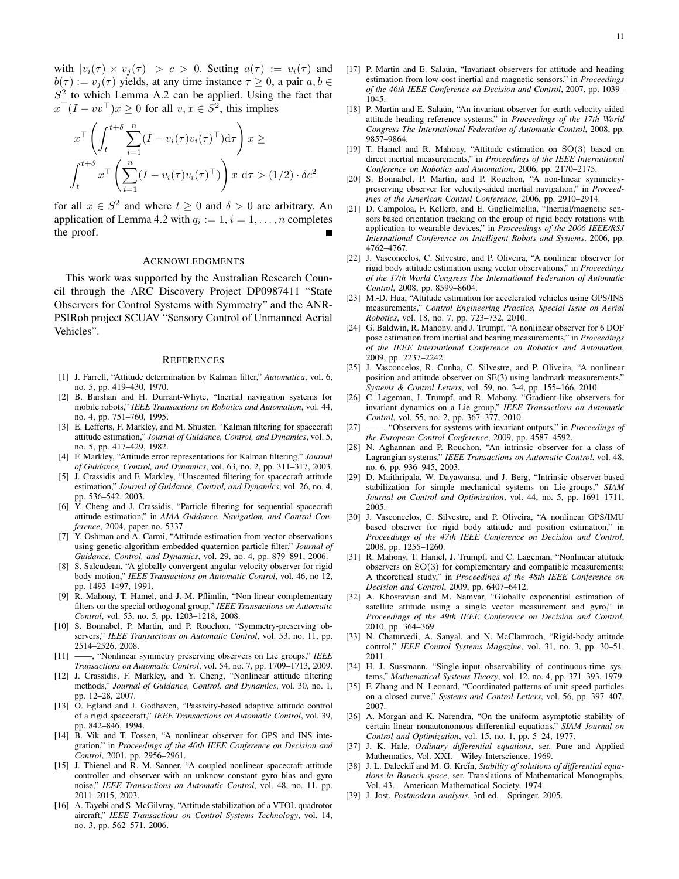with $|v_i(\tau) \times v_j(\tau)| > c > 0$. Setting $a(\tau) := v_i(\tau)$ and $b(\tau) := v_j(\tau)$ yields, at any time instance $\tau \geq 0$, a pair $a, b \in S^2$ to which Lemma A.2 can be applied. Using the fact that $x^\top(I - vv^\top)x \geq 0$ for all $v, x \in S^2$, this implies

$$x^\top \left( \int_t^{t+\delta} \sum_{i=1}^n (I - v_i(\tau)v_i(\tau)^\top) \mathrm{d}\tau \right) x \geq \int_t^{t+\delta} x^\top \left( \sum_{i=1}^n (I - v_i(\tau)v_i(\tau)^\top) \right) x \ \mathrm{d}\tau > (1/2) \cdot \delta c^2$$

for all $x \in S^2$ and where $t \geq 0$ and $\delta > 0$ are arbitrary. An application of Lemma 4.2 with $q_i := 1, i = 1, \dots, n$ completes the proof. ∎

## Acknowledgments

This work was supported by the Australian Research Council through the ARC Discovery Project DP0987411 "State Observers for Control Systems with Symmetry" and the ANR-PSIRob project SCUAV "Sensory Control of Unmanned Aerial Vehicles".

## References

[1] J. Farrell, "Attitude determination by Kalman filter," *Automatica*, vol. 6, no. 5, pp. 419–430, 1970.

[2] B. Barshan and H. Durrant-Whyte, "Inertial navigation systems for mobile robots," *IEEE Transactions on Robotics and Automation*, vol. 44, no. 4, pp. 751–760, 1995.

[3] E. Lefferts, F. Markley, and M. Shuster, "Kalman filtering for spacecraft attitude estimation," *Journal of Guidance, Control, and Dynamics*, vol. 5, no. 5, pp. 417–429, 1982.

[4] F. Markley, "Attitude error representations for Kalman filtering," *Journal of Guidance, Control, and Dynamics*, vol. 63, no. 2, pp. 311–317, 2003.

[5] J. Crassidis and F. Markley, "Unscented filtering for spacecraft attitude estimation," *Journal of Guidance, Control, and Dynamics*, vol. 26, no. 4, pp. 536–542, 2003.

[6] Y. Cheng and J. Crassidis, "Particle filtering for sequential spacecraft attitude estimation," in *AIAA Guidance, Navigation, and Control Conference*, 2004, paper no. 5337.

[7] Y. Oshman and A. Carmi, "Attitude estimation from vector observations using genetic-algorithm-embedded quaternion particle filter," *Journal of Guidance, Control, and Dynamics*, vol. 29, no. 4, pp. 879–891, 2006.

[8] S. Salcudean, "A globally convergent angular velocity observer for rigid body motion," *IEEE Transactions on Automatic Control*, vol. 46, no 12, pp. 1493–1497, 1991.

[9] R. Mahony, T. Hamel, and J.-M. Pflimlin, "Non-linear complementary filters on the special orthogonal group," *IEEE Transactions on Automatic Control*, vol. 53, no. 5, pp. 1203–1218, 2008.

[10] S. Bonnabel, P. Martin, and P. Rouchon, "Symmetry-preserving observers," *IEEE Transactions on Automatic Control*, vol. 53, no. 11, pp. 2514–2526, 2008.

[11] ——, "Nonlinear symmetry preserving observers on Lie groups," *IEEE Transactions on Automatic Control*, vol. 54, no. 7, pp. 1709–1713, 2009.

[12] J. Crassidis, F. Markley, and Y. Cheng, "Nonlinear attitude filtering methods," *Journal of Guidance, Control, and Dynamics*, vol. 30, no. 1, pp. 12–28, 2007.

[13] O. Egland and J. Godhaven, "Passivity-based adaptive attitude control of a rigid spacecraft," *IEEE Transactions on Automatic Control*, vol. 39, pp. 842–846, 1994.

[14] B. Vik and T. Fossen, "A nonlinear observer for GPS and INS integration," in *Proceedings of the 40th IEEE Conference on Decision and Control*, 2001, pp. 2956–2961.

[15] J. Thienel and R. M. Sanner, "A coupled nonlinear spacecraft attitude controller and observer with an unknow constant gyro bias and gyro noise," *IEEE Transactions on Automatic Control*, vol. 48, no. 11, pp. 2011–2015, 2003.

[16] A. Tayebi and S. McGilvray, "Attitude stabilization of a VTOL quadrotor aircraft," *IEEE Transactions on Control Systems Technology*, vol. 14, no. 3, pp. 562–571, 2006.

[17] P. Martin and E. Salaün, "Invariant observers for attitude and heading estimation from low-cost inertial and magnetic sensors," in *Proceedings of the 46th IEEE Conference on Decision and Control*, 2007, pp. 1039–1045.

[18] P. Martin and E. Salaün, "An invariant observer for earth-velocity-aided attitude heading reference systems," in *Proceedings of the 17th World Congress The International Federation of Automatic Control*, 2008, pp. 9857–9864.

[19] T. Hamel and R. Mahony, "Attitude estimation on $\mathrm{SO}(3)$ based on direct inertial measurements," in *Proceedings of the IEEE International Conference on Robotics and Automation*, 2006, pp. 2170–2175.

[20] S. Bonnabel, P. Martin, and P. Rouchon, "A non-linear symmetry-preserving observer for velocity-aided inertial navigation," in *Proceedings of the American Control Conference*, 2006, pp. 2910–2914.

[21] D. Campoloa, F. Kellerb, and E. Guglielmellia, "Inertial/magnetic sensors based orientation tracking on the group of rigid body rotations with application to wearable devices," in *Proceedings of the 2006 IEEE/RSJ International Conference on Intelligent Robots and Systems*, 2006, pp. 4762–4767.

[22] J. Vasconcelos, C. Silvestre, and P. Oliveira, "A nonlinear observer for rigid body attitude estimation using vector observations," in *Proceedings of the 17th World Congress The International Federation of Automatic Control*, 2008, pp. 8599–8604.

[23] M.-D. Hua, "Attitude estimation for accelerated vehicles using GPS/INS measurements," *Control Engineering Practice, Special Issue on Aerial Robotics*, vol. 18, no. 7, pp. 723–732, 2010.

[24] G. Baldwin, R. Mahony, and J. Trumpf, "A nonlinear observer for 6 DOF pose estimation from inertial and bearing measurements," in *Proceedings of the IEEE International Conference on Robotics and Automation*, 2009, pp. 2237–2242.

[25] J. Vasconcelos, R. Cunha, C. Silvestre, and P. Oliveira, "A nonlinear position and attitude observer on SE(3) using landmark measurements," *Systems & Control Letters*, vol. 59, no. 3-4, pp. 155–166, 2010.

[26] C. Lageman, J. Trumpf, and R. Mahony, "Gradient-like observers for invariant dynamics on a Lie group," *IEEE Transactions on Automatic Control*, vol. 55, no. 2, pp. 367–377, 2010.

[27] ——, "Observers for systems with invariant outputs," in *Proceedings of the European Control Conference*, 2009, pp. 4587–4592.

[28] N. Aghannan and P. Rouchon, "An intrinsic observer for a class of Lagrangian systems," *IEEE Transactions on Automatic Control*, vol. 48, no. 6, pp. 936–945, 2003.

[29] D. Maithripala, W. Dayawansa, and J. Berg, "Intrinsic observer-based stabilization for simple mechanical systems on Lie-groups," *SIAM Journal on Control and Optimization*, vol. 44, no. 5, pp. 1691–1711, 2005.

[30] J. Vasconcelos, C. Silvestre, and P. Oliveira, "A nonlinear GPS/IMU based observer for rigid body attitude and position estimation," in *Proceedings of the 47th IEEE Conference on Decision and Control*, 2008, pp. 1255–1260.

[31] R. Mahony, T. Hamel, J. Trumpf, and C. Lageman, "Nonlinear attitude observers on $\mathrm{SO}(3)$ for complementary and compatible measurements: A theoretical study," in *Proceedings of the 48th IEEE Conference on Decision and Control*, 2009, pp. 6407–6412.

[32] A. Khosravian and M. Namvar, "Globally exponential estimation of satellite attitude using a single vector measurement and gyro," in *Proceedings of the 49th IEEE Conference on Decision and Control*, 2010, pp. 364–369.

[33] N. Chaturvedi, A. Sanyal, and N. McClamroch, "Rigid-body attitude control," *IEEE Control Systems Magazine*, vol. 31, no. 3, pp. 30–51, 2011.

[34] H. J. Sussmann, "Single-input observability of continuous-time systems," *Mathematical Systems Theory*, vol. 12, no. 4, pp. 371–393, 1979.

[35] F. Zhang and N. Leonard, "Coordinated patterns of unit speed particles on a closed curve," *Systems and Control Letters*, vol. 56, pp. 397–407, 2007.

[36] A. Morgan and K. Narendra, "On the uniform asymptotic stability of certain linear nonautonomous differential equations," *SIAM Journal on Control and Optimization*, vol. 15, no. 1, pp. 5–24, 1977.

[37] J. K. Hale, *Ordinary differential equations*, ser. Pure and Applied Mathematics, Vol. XXI. Wiley-Interscience, 1969.

[38] J. L. Daleckiĭ and M. G. Kreĭn, *Stability of solutions of differential equations in Banach space*, ser. Translations of Mathematical Monographs, Vol. 43. American Mathematical Society, 1974.

[39] J. Jost, *Postmodern analysis*, 3rd ed. Springer, 2005.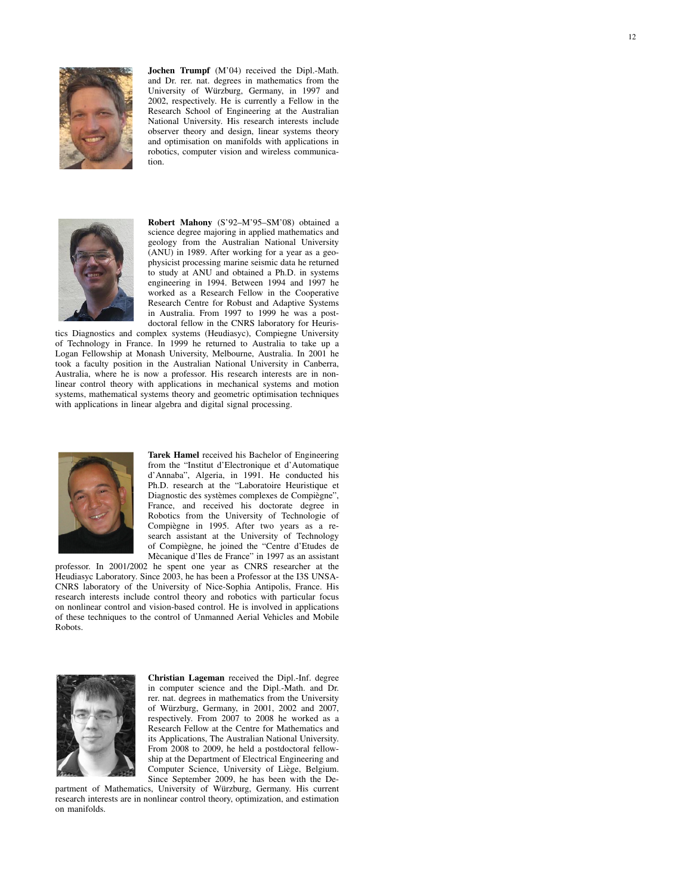**Jochen Trumpf** (M'04) received the Dipl.-Math. and Dr. rer. nat. degrees in mathematics from the University of Würzburg, Germany, in 1997 and 2002, respectively. He is currently a Fellow in the Research School of Engineering at the Australian National University. His research interests include observer theory and design, linear systems theory and optimisation on manifolds with applications in robotics, computer vision and wireless communication.

**Robert Mahony** (S'92–M'95–SM'08) obtained a science degree majoring in applied mathematics and geology from the Australian National University (ANU) in 1989. After working for a year as a geophysicist processing marine seismic data he returned to study at ANU and obtained a Ph.D. in systems engineering in 1994. Between 1994 and 1997 he worked as a Research Fellow in the Cooperative Research Centre for Robust and Adaptive Systems in Australia. From 1997 to 1999 he was a post-doctoral fellow in the CNRS laboratory for Heuristics Diagnostics and complex systems (Heudiasyc), Compiegne University of Technology in France. In 1999 he returned to Australia to take up a Logan Fellowship at Monash University, Melbourne, Australia. In 2001 he took a faculty position in the Australian National University in Canberra, Australia, where he is now a professor. His research interests are in non-linear control theory with applications in mechanical systems and motion systems, mathematical systems theory and geometric optimisation techniques with applications in linear algebra and digital signal processing.

**Tarek Hamel** received his Bachelor of Engineering from the "Institut d'Electronique et d'Automatique d'Annaba", Algeria, in 1991. He conducted his Ph.D. research at the "Laboratoire Heuristique et Diagnostic des systèmes complexes de Compiègne", France, and received his doctorate degree in Robotics from the University of Technologie of Compiègne in 1995. After two years as a research assistant at the University of Technology of Compiègne, he joined the "Centre d'Etudes de Mècanique d'Iles de France" in 1997 as an assistant professor. In 2001/2002 he spent one year as CNRS researcher at the Heudiasyc Laboratory. Since 2003, he has been a Professor at the I3S UNSA-CNRS laboratory of the University of Nice-Sophia Antipolis, France. His research interests include control theory and robotics with particular focus on nonlinear control and vision-based control. He is involved in applications of these techniques to the control of Unmanned Aerial Vehicles and Mobile Robots.

**Christian Lageman** received the Dipl.-Inf. degree in computer science and the Dipl.-Math. and Dr. rer. nat. degrees in mathematics from the University of Würzburg, Germany, in 2001, 2002 and 2007, respectively. From 2007 to 2008 he worked as a Research Fellow at the Centre for Mathematics and its Applications, The Australian National University. From 2008 to 2009, he held a postdoctoral fellowship at the Department of Electrical Engineering and Computer Science, University of Liège, Belgium. Since September 2009, he has been with the Department of Mathematics, University of Würzburg, Germany. His current research interests are in nonlinear control theory, optimization, and estimation on manifolds.